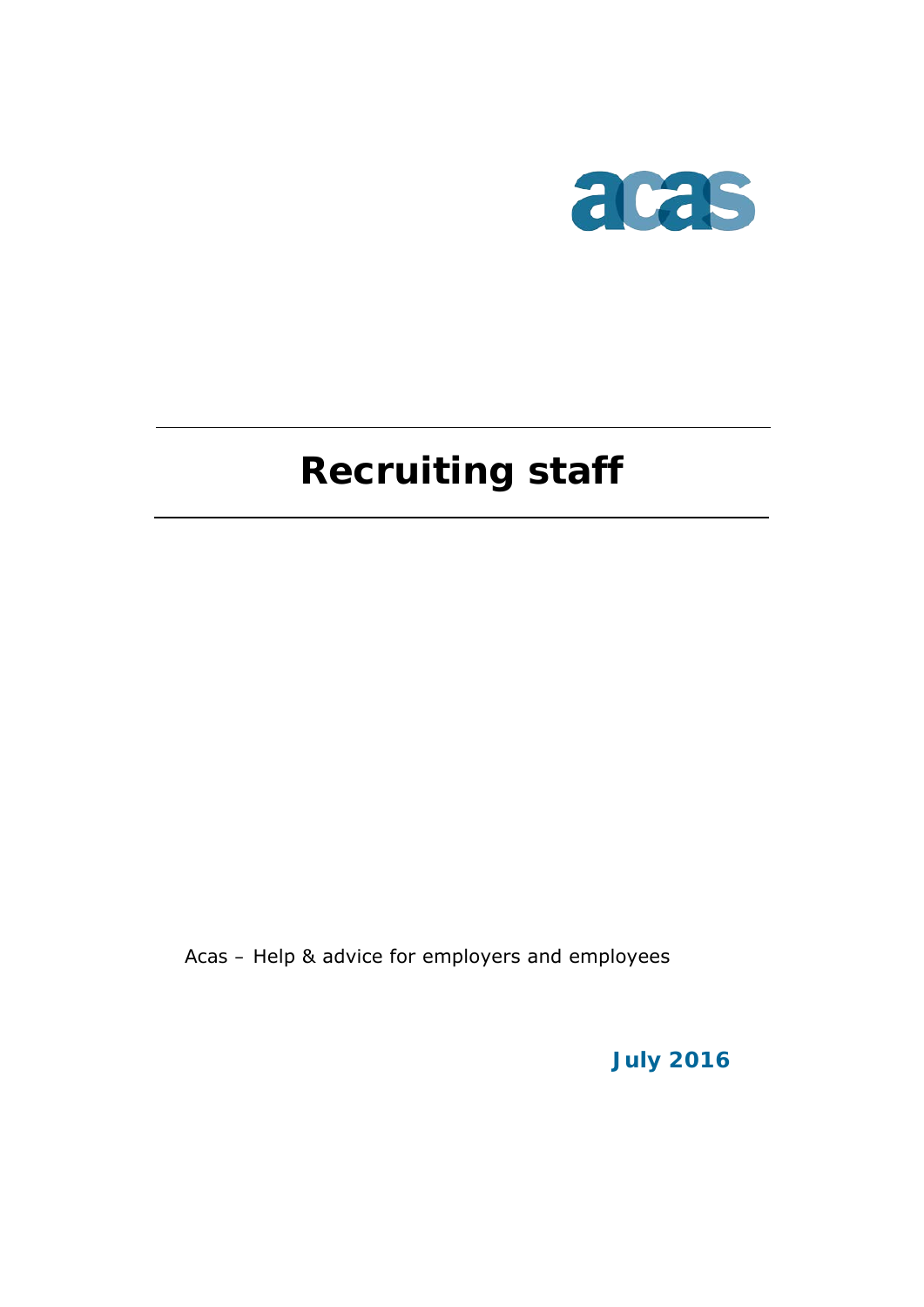acas

# Recruiting staff

Acas – Help & advice for employers and employees

**July 2016**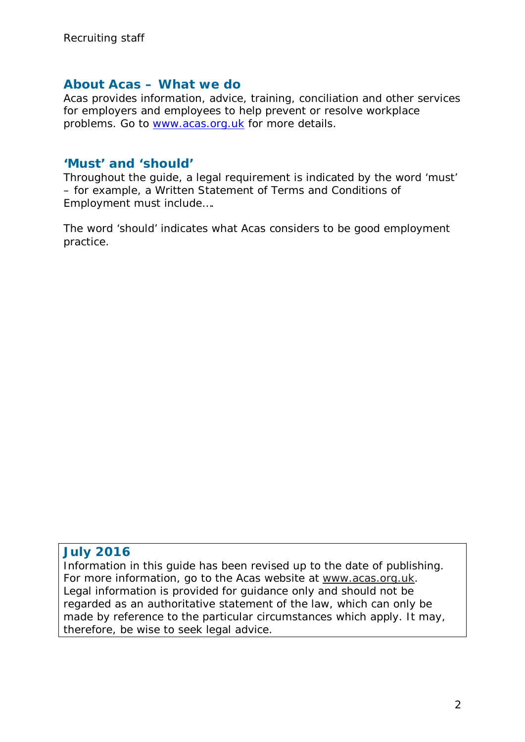## About Acas – What we do

Acas provides information, advice, training, conciliation and other services for employers and employees to help prevent or resolve workplace problems. Go to [www.acas.org.uk](http://www.acas.org.uk) for more details.

## 'Must' and 'should'

Throughout the guide, a legal requirement is indicated by the word 'must' – for example, a Written Statement of Terms and Conditions of Employment must include….

The word 'should' indicates what Acas considers to be good employment practice.

### July 2016

Information in this guide has been revised up to the date of publishing. For more information, go to the Acas website at www.acas.org.uk. Legal information is provided for guidance only and should not be regarded as an authoritative statement of the law, which can only be made by reference to the particular circumstances which apply. It may, therefore, be wise to seek legal advice.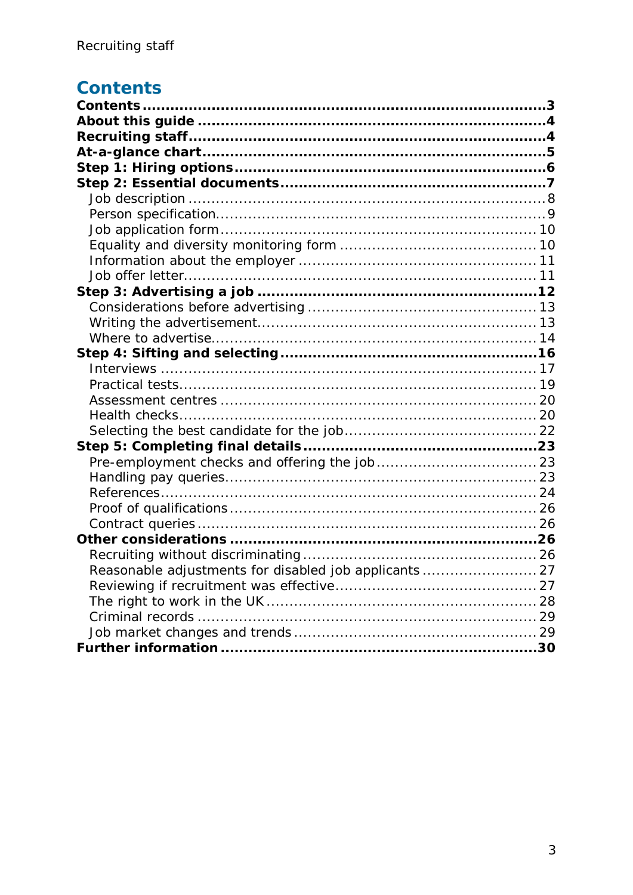# Contents

**Contents** ... **3**
**About this guide** ... **4**
**Recruiting staff** ... **4**
**At-a-glance chart** ... **5**
**Step 1: Hiring options** ... **6**
**Step 2: Essential documents** ... **7**
- Job description ... 8
- Person specification ... 9
- Job application form ... 10
- Equality and diversity monitoring form ... 10
- Information about the employer ... 11
- Job offer letter ... 11

**Step 3: Advertising a job** ... **12**
- Considerations before advertising ... 13
- Writing the advertisement ... 13
- Where to advertise ... 14

**Step 4: Sifting and selecting** ... **16**
- Interviews ... 17
- Practical tests ... 19
- Assessment centres ... 20
- Health checks ... 20
- Selecting the best candidate for the job ... 22

**Step 5: Completing final details** ... **23**
- Pre-employment checks and offering the job ... 23
- Handling pay queries ... 23
- References ... 24
- Proof of qualifications ... 26
- Contract queries ... 26

**Other considerations** ... **26**
- Recruiting without discriminating ... 26
- Reasonable adjustments for disabled job applicants ... 27
- Reviewing if recruitment was effective ... 27
- The right to work in the UK ... 28
- Criminal records ... 29
- Job market changes and trends ... 29

**Further information** ... **30**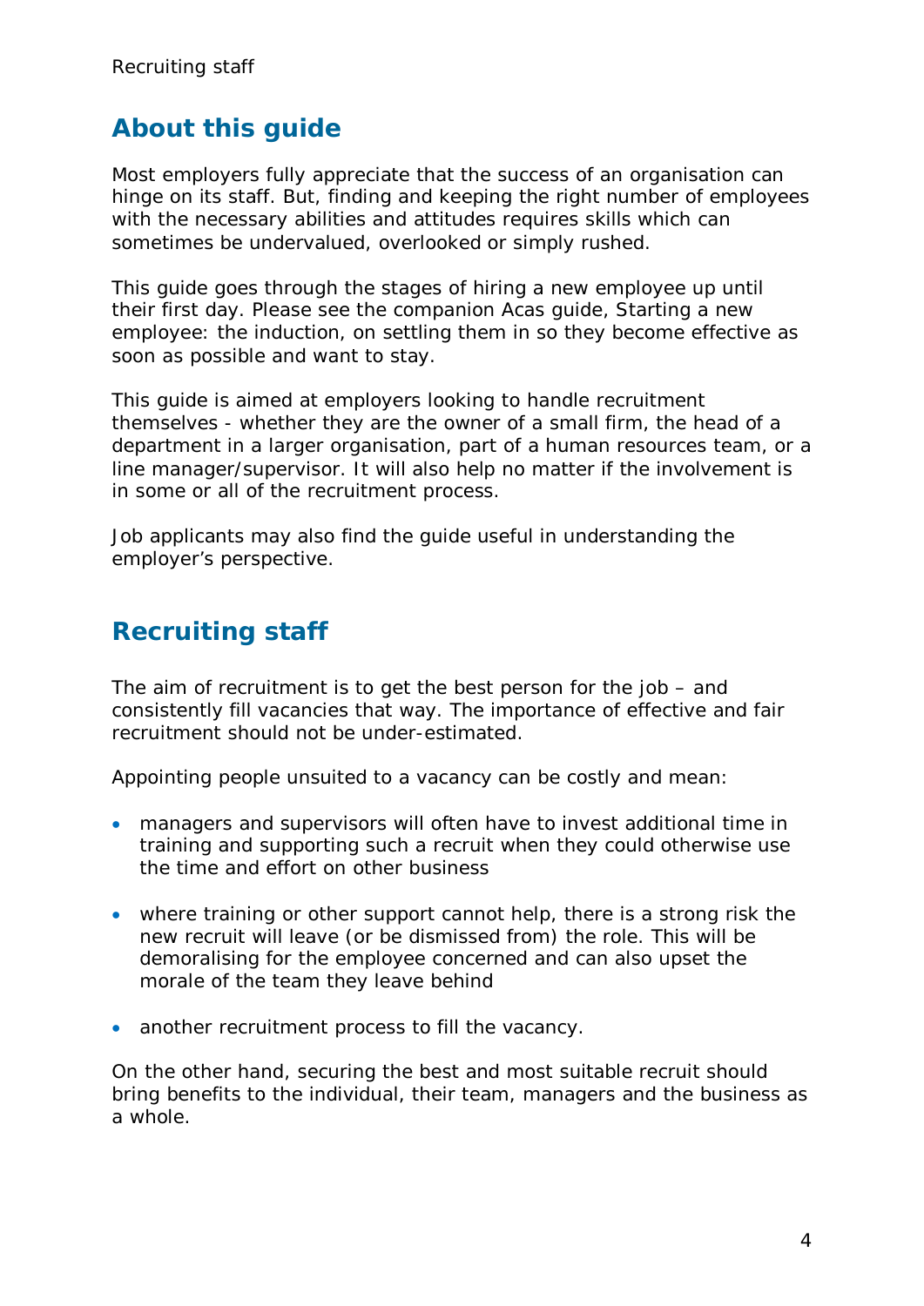## About this guide

Most employers fully appreciate that the success of an organisation can hinge on its staff. But, finding and keeping the right number of employees with the necessary abilities and attitudes requires skills which can sometimes be undervalued, overlooked or simply rushed.

This guide goes through the stages of hiring a new employee up until their first day. Please see the companion Acas guide, Starting a new employee: the induction, on settling them in so they become effective as soon as possible and want to stay.

This guide is aimed at employers looking to handle recruitment themselves - whether they are the owner of a small firm, the head of a department in a larger organisation, part of a human resources team, or a line manager/supervisor. It will also help no matter if the involvement is in some or all of the recruitment process.

Job applicants may also find the guide useful in understanding the employer's perspective.

## Recruiting staff

The aim of recruitment is to get the best person for the job – and consistently fill vacancies that way. The importance of effective and fair recruitment should not be under-estimated.

Appointing people unsuited to a vacancy can be costly and mean:

- managers and supervisors will often have to invest additional time in training and supporting such a recruit when they could otherwise use the time and effort on other business
- where training or other support cannot help, there is a strong risk the new recruit will leave (or be dismissed from) the role. This will be demoralising for the employee concerned and can also upset the morale of the team they leave behind
- another recruitment process to fill the vacancy.

On the other hand, securing the best and most suitable recruit should bring benefits to the individual, their team, managers and the business as a whole.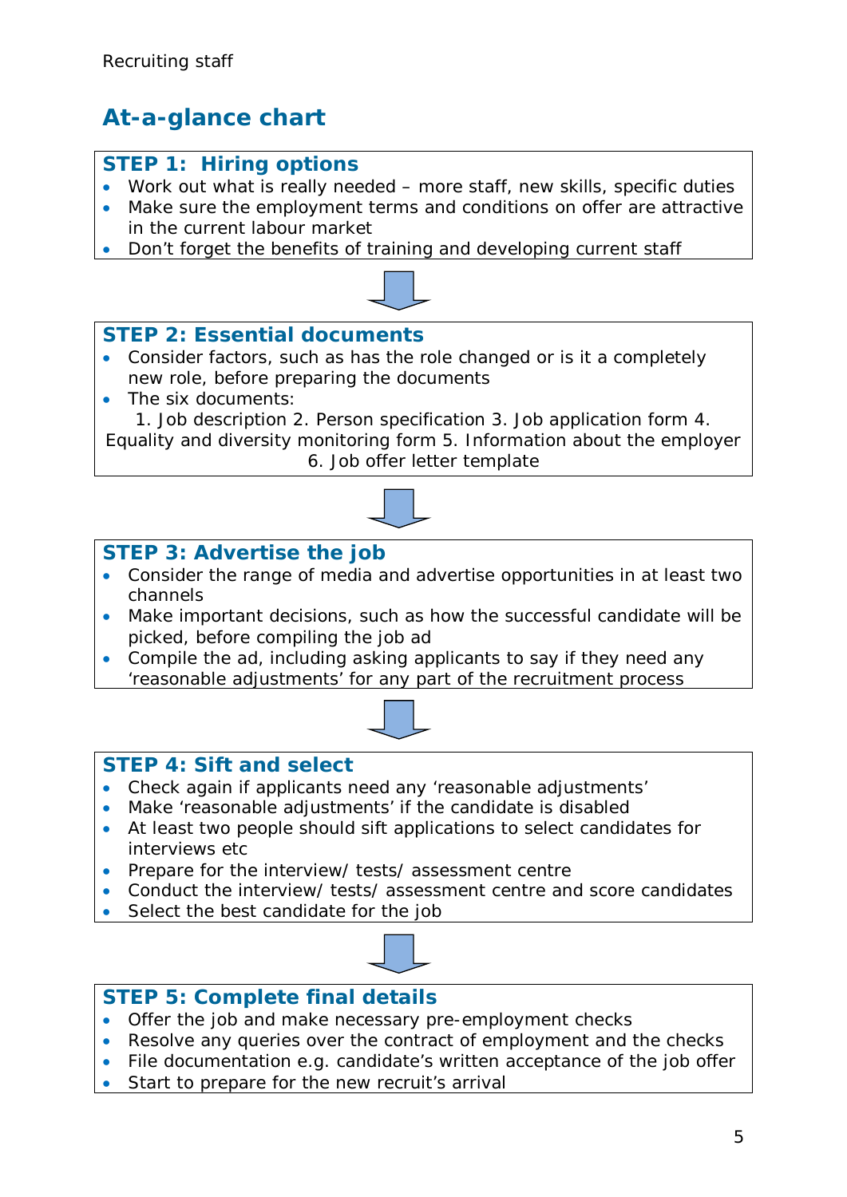## At-a-glance chart

### STEP 1: Hiring options

- Work out what is really needed – more staff, new skills, specific duties
- Make sure the employment terms and conditions on offer are attractive in the current labour market
- Don't forget the benefits of training and developing current staff

### STEP 2: Essential documents

- Consider factors, such as has the role changed or is it a completely new role, before preparing the documents
- The six documents:

1. Job description 2. Person specification 3. Job application form 4. Equality and diversity monitoring form 5. Information about the employer 6. Job offer letter template

### STEP 3: Advertise the job

- Consider the range of media and advertise opportunities in at least two channels
- Make important decisions, such as how the successful candidate will be picked, before compiling the job ad
- Compile the ad, including asking applicants to say if they need any 'reasonable adjustments' for any part of the recruitment process

### STEP 4: Sift and select

- Check again if applicants need any 'reasonable adjustments'
- Make 'reasonable adjustments' if the candidate is disabled
- At least two people should sift applications to select candidates for interviews etc
- Prepare for the interview/ tests/ assessment centre
- Conduct the interview/ tests/ assessment centre and score candidates
- Select the best candidate for the job

### STEP 5: Complete final details

- Offer the job and make necessary pre-employment checks
- Resolve any queries over the contract of employment and the checks
- File documentation e.g. candidate's written acceptance of the job offer
- Start to prepare for the new recruit's arrival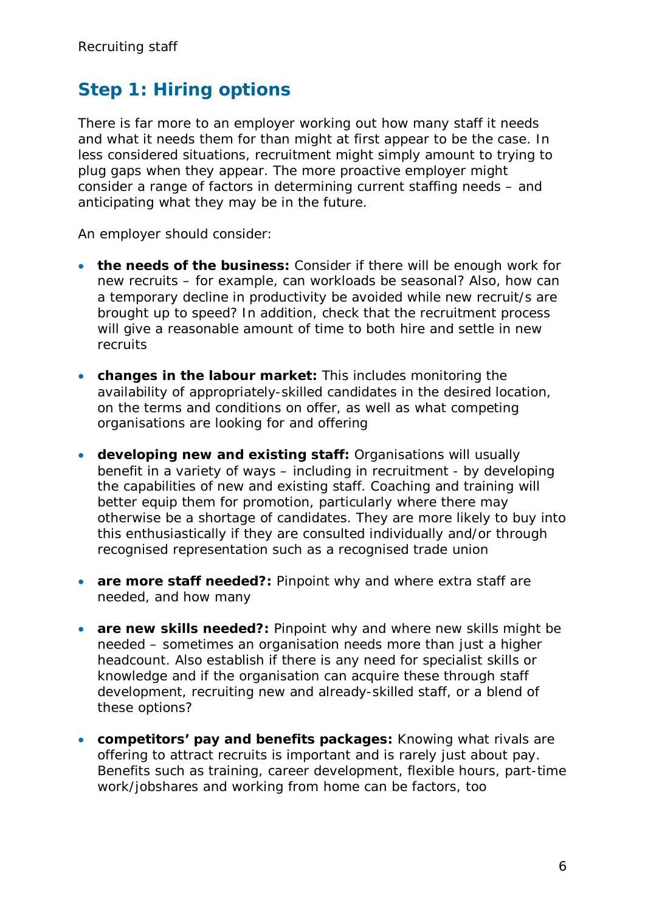## Step 1: Hiring options

There is far more to an employer working out how many staff it needs and what it needs them for than might at first appear to be the case. In less considered situations, recruitment might simply amount to trying to plug gaps when they appear. The more proactive employer might consider a range of factors in determining current staffing needs – and anticipating what they may be in the future.

An employer should consider:

- **the needs of the business:** Consider if there will be enough work for new recruits – for example, can workloads be seasonal? Also, how can a temporary decline in productivity be avoided while new recruit/s are brought up to speed? In addition, check that the recruitment process will give a reasonable amount of time to both hire and settle in new recruits

- **changes in the labour market:** This includes monitoring the availability of appropriately-skilled candidates in the desired location, on the terms and conditions on offer, as well as what competing organisations are looking for and offering

- **developing new and existing staff:** Organisations will usually benefit in a variety of ways – including in recruitment - by developing the capabilities of new and existing staff. Coaching and training will better equip them for promotion, particularly where there may otherwise be a shortage of candidates. They are more likely to buy into this enthusiastically if they are consulted individually and/or through recognised representation such as a recognised trade union

- **are more staff needed?:** Pinpoint why and where extra staff are needed, and how many

- **are new skills needed?:** Pinpoint why and where new skills might be needed – sometimes an organisation needs more than just a higher headcount. Also establish if there is any need for specialist skills or knowledge and if the organisation can acquire these through staff development, recruiting new and already-skilled staff, or a blend of these options?

- **competitors' pay and benefits packages:** Knowing what rivals are offering to attract recruits is important and is rarely just about pay. Benefits such as training, career development, flexible hours, part-time work/jobshares and working from home can be factors, too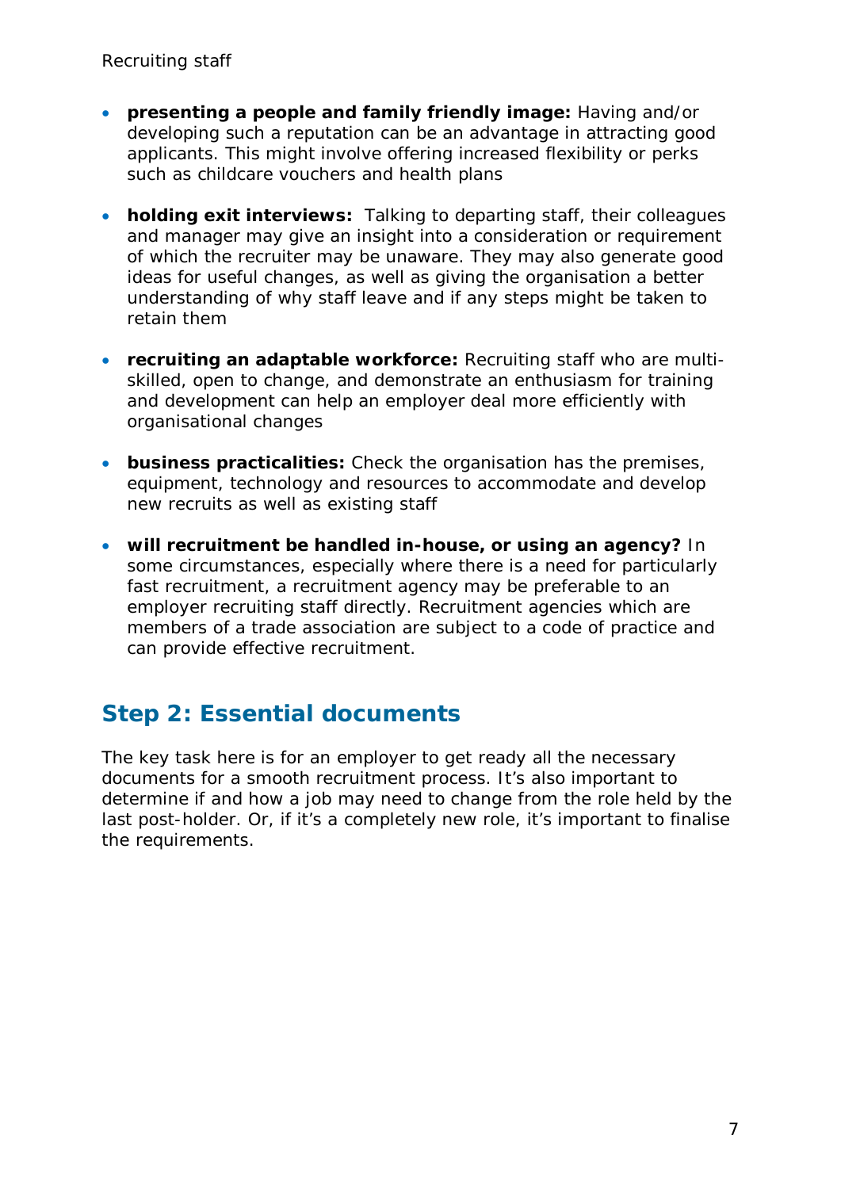- **presenting a people and family friendly image:** Having and/or developing such a reputation can be an advantage in attracting good applicants. This might involve offering increased flexibility or perks such as childcare vouchers and health plans

- **holding exit interviews:** Talking to departing staff, their colleagues and manager may give an insight into a consideration or requirement of which the recruiter may be unaware. They may also generate good ideas for useful changes, as well as giving the organisation a better understanding of why staff leave and if any steps might be taken to retain them

- **recruiting an adaptable workforce:** Recruiting staff who are multi-skilled, open to change, and demonstrate an enthusiasm for training and development can help an employer deal more efficiently with organisational changes

- **business practicalities:** Check the organisation has the premises, equipment, technology and resources to accommodate and develop new recruits as well as existing staff

- **will recruitment be handled in-house, or using an agency?** In some circumstances, especially where there is a need for particularly fast recruitment, a recruitment agency may be preferable to an employer recruiting staff directly. Recruitment agencies which are members of a trade association are subject to a code of practice and can provide effective recruitment.

## Step 2: Essential documents

The key task here is for an employer to get ready all the necessary documents for a smooth recruitment process. It's also important to determine if and how a job may need to change from the role held by the last post-holder. Or, if it's a completely new role, it's important to finalise the requirements.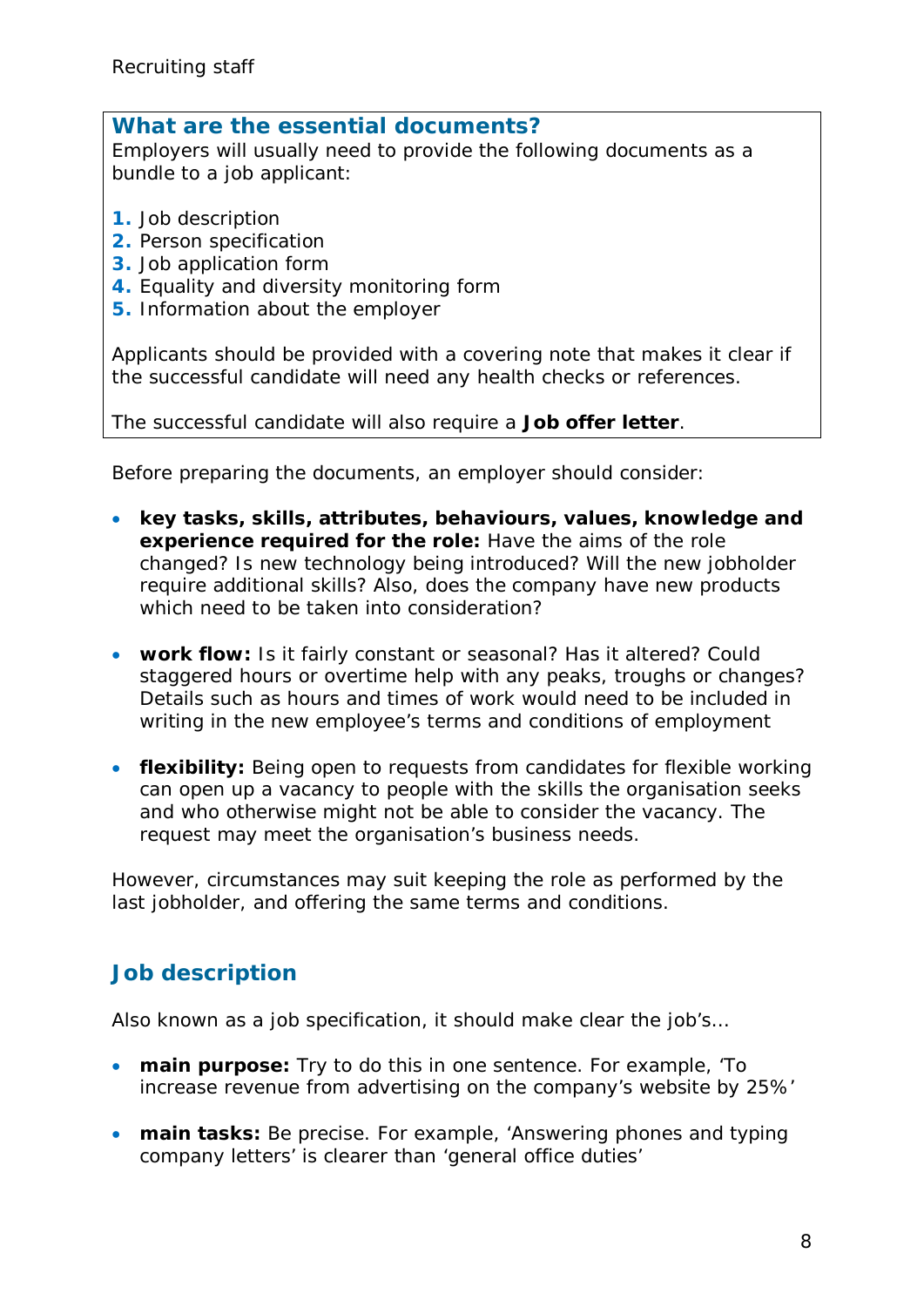## What are the essential documents?

Employers will usually need to provide the following documents as a bundle to a job applicant:

1. Job description
2. Person specification
3. Job application form
4. Equality and diversity monitoring form
5. Information about the employer

Applicants should be provided with a covering note that makes it clear if the successful candidate will need any health checks or references.

The successful candidate will also require a **Job offer letter**.

Before preparing the documents, an employer should consider:

- **key tasks, skills, attributes, behaviours, values, knowledge and experience required for the role:** Have the aims of the role changed? Is new technology being introduced? Will the new jobholder require additional skills? Also, does the company have new products which need to be taken into consideration?

- **work flow:** Is it fairly constant or seasonal? Has it altered? Could staggered hours or overtime help with any peaks, troughs or changes? Details such as hours and times of work would need to be included in writing in the new employee's terms and conditions of employment

- **flexibility:** Being open to requests from candidates for flexible working can open up a vacancy to people with the skills the organisation seeks and who otherwise might not be able to consider the vacancy. The request may meet the organisation's business needs.

However, circumstances may suit keeping the role as performed by the last jobholder, and offering the same terms and conditions.

## Job description

Also known as a job specification, it should make clear the job's...

- **main purpose:** Try to do this in one sentence. For example, 'To increase revenue from advertising on the company's website by 25%'

- **main tasks:** Be precise. For example, 'Answering phones and typing company letters' is clearer than 'general office duties'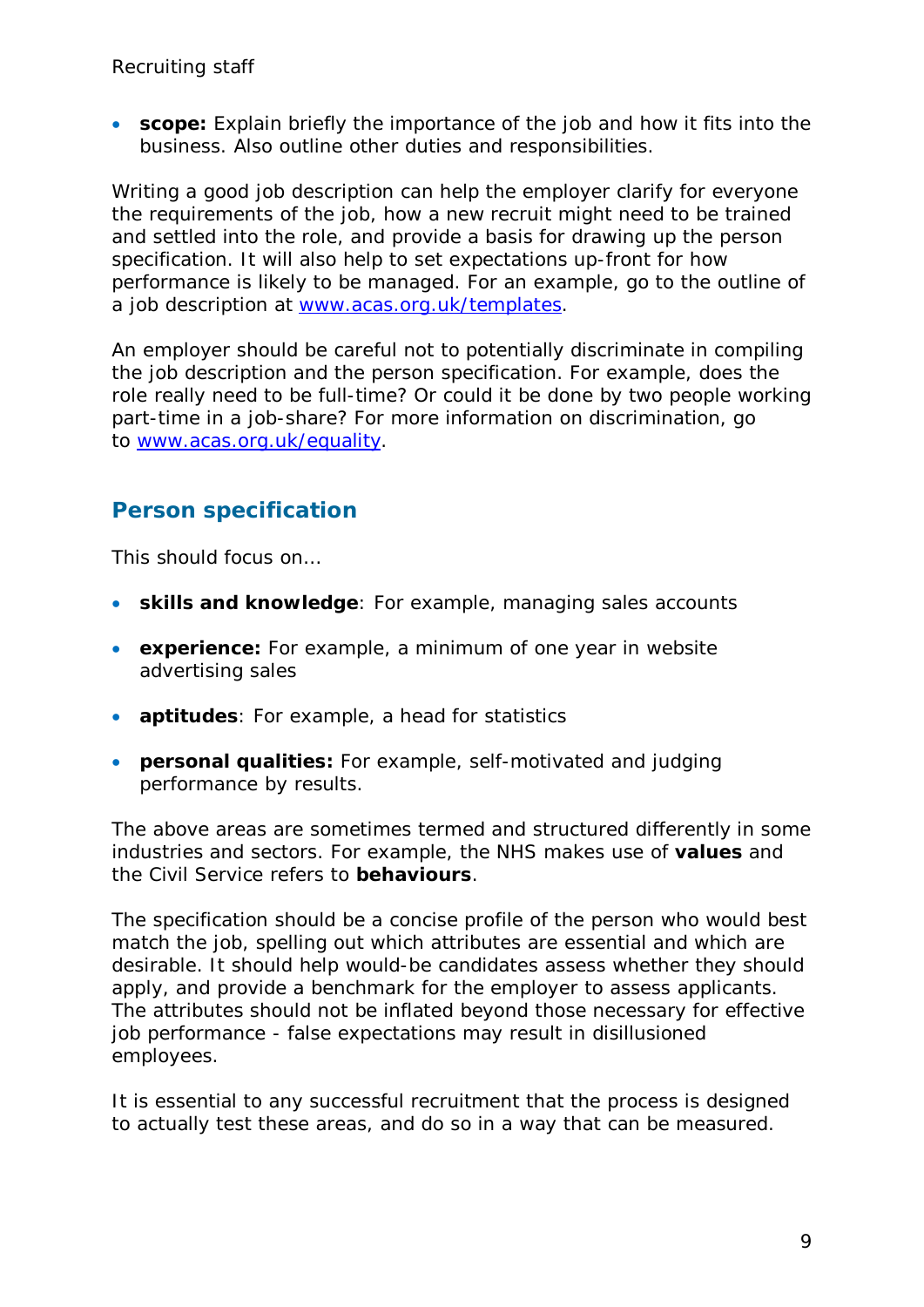- **scope:** Explain briefly the importance of the job and how it fits into the business. Also outline other duties and responsibilities.

Writing a good job description can help the employer clarify for everyone the requirements of the job, how a new recruit might need to be trained and settled into the role, and provide a basis for drawing up the person specification. It will also help to set expectations up-front for how performance is likely to be managed. For an example, go to the outline of a job description at [www.acas.org.uk/templates](http://www.acas.org.uk/templates).

An employer should be careful not to potentially discriminate in compiling the job description and the person specification. For example, does the role really need to be full-time? Or could it be done by two people working part-time in a job-share? For more information on discrimination, go to [www.acas.org.uk/equality](http://www.acas.org.uk/equality).

## Person specification

This should focus on…

- **skills and knowledge**: For example, managing sales accounts
- **experience:** For example, a minimum of one year in website advertising sales
- **aptitudes**: For example, a head for statistics
- **personal qualities:** For example, self-motivated and judging performance by results.

The above areas are sometimes termed and structured differently in some industries and sectors. For example, the NHS makes use of **values** and the Civil Service refers to **behaviours**.

The specification should be a concise profile of the person who would best match the job, spelling out which attributes are essential and which are desirable. It should help would-be candidates assess whether they should apply, and provide a benchmark for the employer to assess applicants. The attributes should not be inflated beyond those necessary for effective job performance - false expectations may result in disillusioned employees.

It is essential to any successful recruitment that the process is designed to actually test these areas, and do so in a way that can be measured.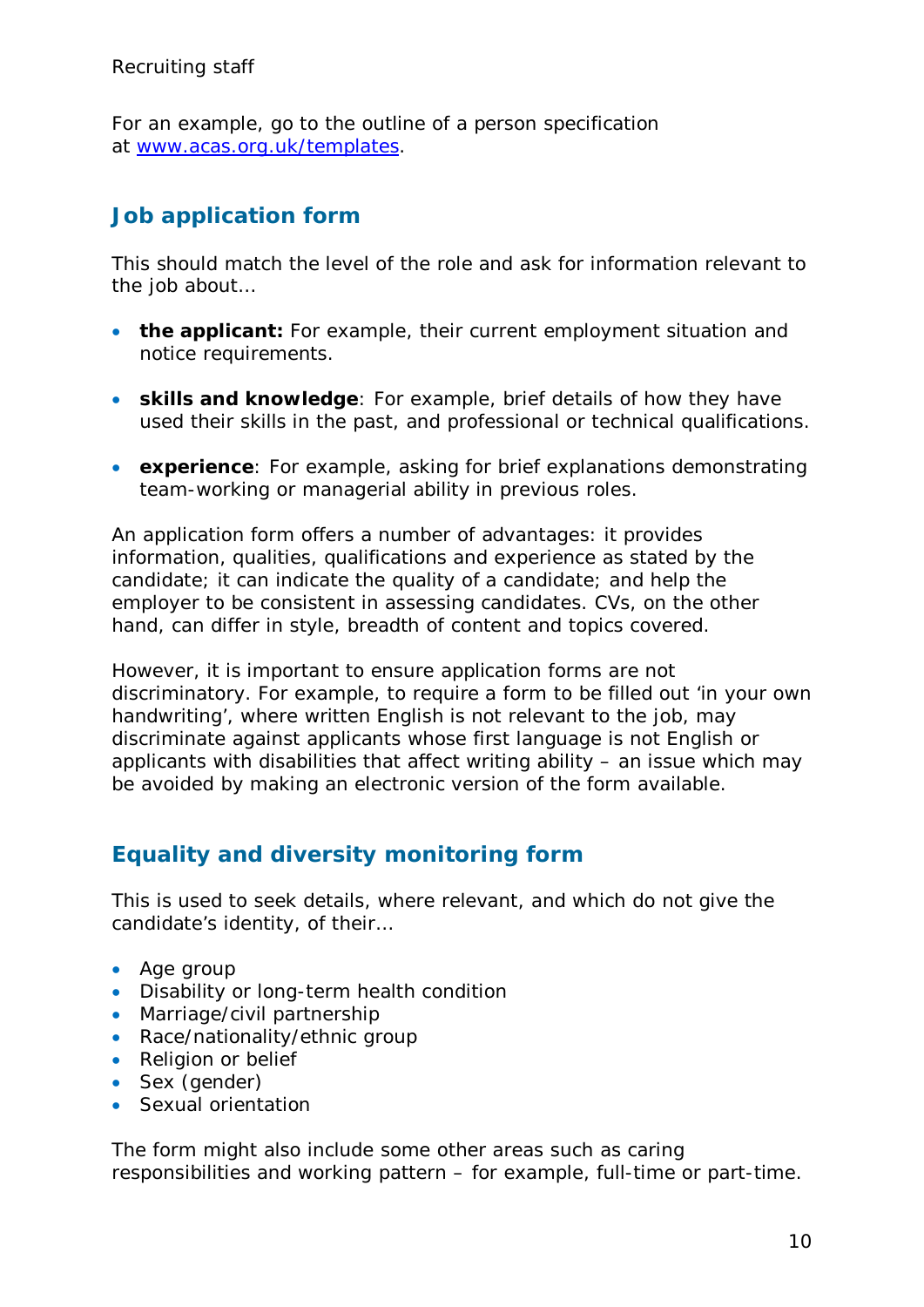For an example, go to the outline of a person specification at [www.acas.org.uk/templates](http://www.acas.org.uk/templates).

## Job application form

This should match the level of the role and ask for information relevant to the job about…

- **the applicant:** For example, their current employment situation and notice requirements.
- **skills and knowledge**: For example, brief details of how they have used their skills in the past, and professional or technical qualifications.
- **experience**: For example, asking for brief explanations demonstrating team-working or managerial ability in previous roles.

An application form offers a number of advantages: it provides information, qualities, qualifications and experience as stated by the candidate; it can indicate the quality of a candidate; and help the employer to be consistent in assessing candidates. CVs, on the other hand, can differ in style, breadth of content and topics covered.

However, it is important to ensure application forms are not discriminatory. For example, to require a form to be filled out 'in your own handwriting', where written English is not relevant to the job, may discriminate against applicants whose first language is not English or applicants with disabilities that affect writing ability – an issue which may be avoided by making an electronic version of the form available.

## Equality and diversity monitoring form

This is used to seek details, where relevant, and which do not give the candidate's identity, of their…

- Age group
- Disability or long-term health condition
- Marriage/civil partnership
- Race/nationality/ethnic group
- Religion or belief
- Sex (gender)
- Sexual orientation

The form might also include some other areas such as caring responsibilities and working pattern – for example, full-time or part-time.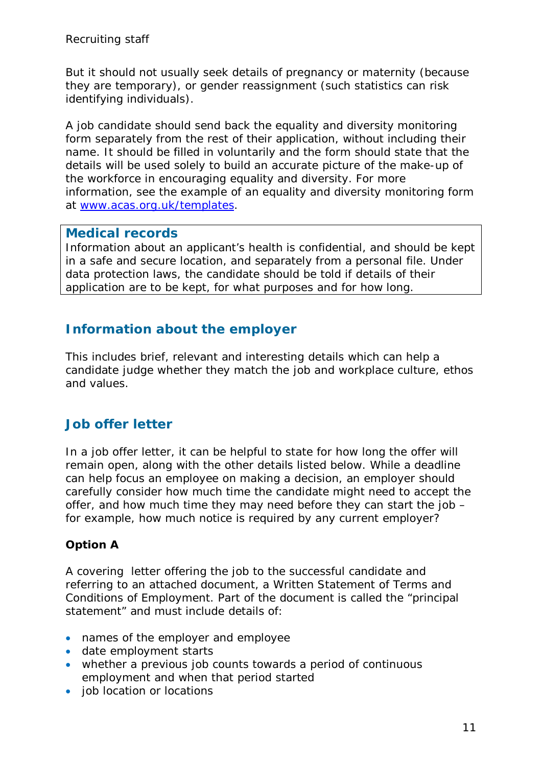But it should not usually seek details of pregnancy or maternity (because they are temporary), or gender reassignment (such statistics can risk identifying individuals).

A job candidate should send back the equality and diversity monitoring form separately from the rest of their application, without including their name. It should be filled in voluntarily and the form should state that the details will be used solely to build an accurate picture of the make-up of the workforce in encouraging equality and diversity. For more information, see the example of an equality and diversity monitoring form at [www.acas.org.uk/templates](http://www.acas.org.uk/templates).

> **Medical records**
> Information about an applicant's health is confidential, and should be kept in a safe and secure location, and separately from a personal file. Under data protection laws, the candidate should be told if details of their application are to be kept, for what purposes and for how long.

## Information about the employer

This includes brief, relevant and interesting details which can help a candidate judge whether they match the job and workplace culture, ethos and values.

## Job offer letter

In a job offer letter, it can be helpful to state for how long the offer will remain open, along with the other details listed below. While a deadline can help focus an employee on making a decision, an employer should carefully consider how much time the candidate might need to accept the offer, and how much time they may need before they can start the job – for example, how much notice is required by any current employer?

**Option A**

A covering letter offering the job to the successful candidate and referring to an attached document, a Written Statement of Terms and Conditions of Employment. Part of the document is called the "principal statement" and must include details of:

- names of the employer and employee
- date employment starts
- whether a previous job counts towards a period of continuous employment and when that period started
- job location or locations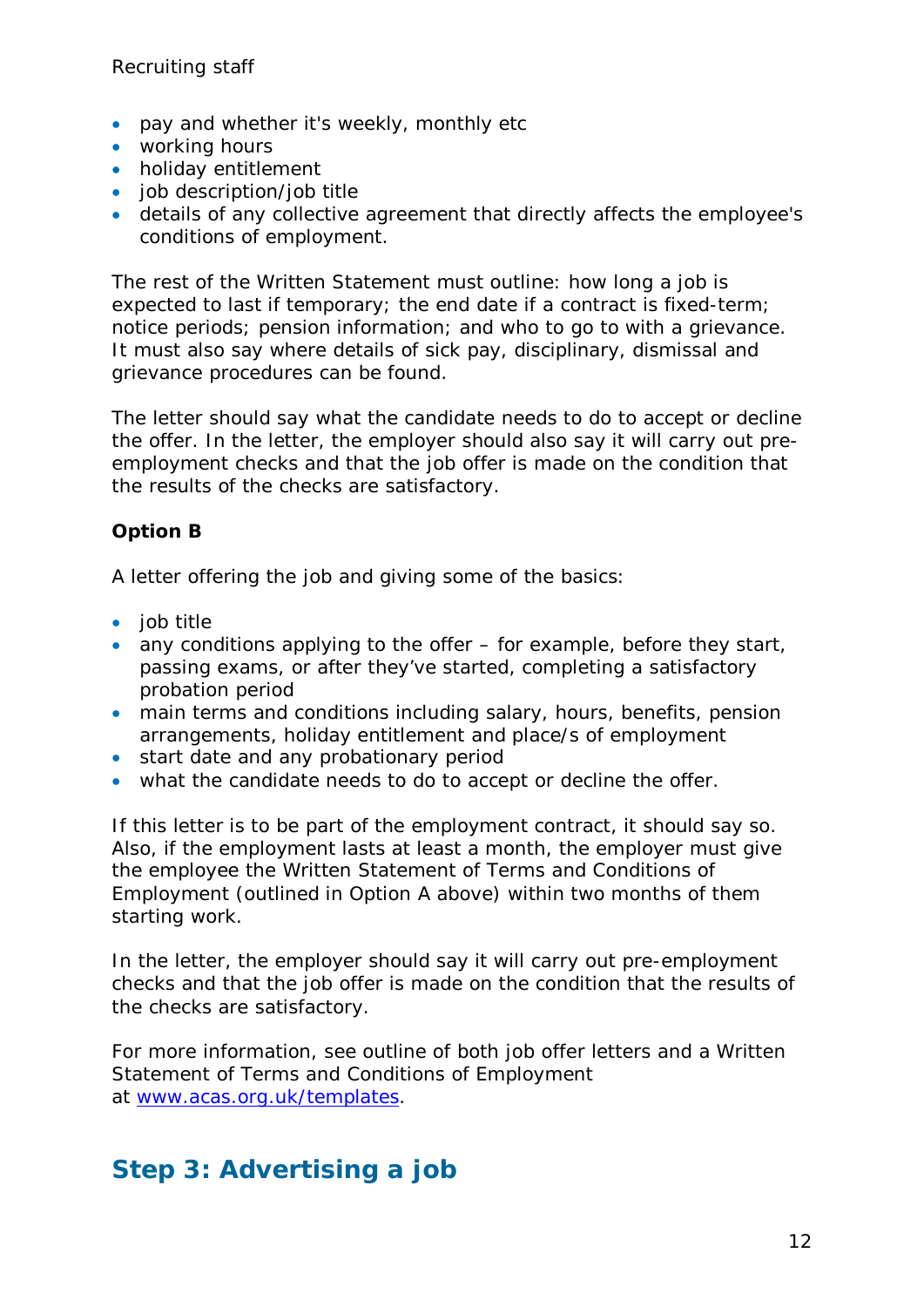- pay and whether it's weekly, monthly etc
- working hours
- holiday entitlement
- job description/job title
- details of any collective agreement that directly affects the employee's conditions of employment.

The rest of the Written Statement must outline: how long a job is expected to last if temporary; the end date if a contract is fixed-term; notice periods; pension information; and who to go to with a grievance. It must also say where details of sick pay, disciplinary, dismissal and grievance procedures can be found.

The letter should say what the candidate needs to do to accept or decline the offer. In the letter, the employer should also say it will carry out pre-employment checks and that the job offer is made on the condition that the results of the checks are satisfactory.

**Option B**

A letter offering the job and giving some of the basics:

- job title
- any conditions applying to the offer – for example, before they start, passing exams, or after they've started, completing a satisfactory probation period
- main terms and conditions including salary, hours, benefits, pension arrangements, holiday entitlement and place/s of employment
- start date and any probationary period
- what the candidate needs to do to accept or decline the offer.

If this letter is to be part of the employment contract, it should say so. Also, if the employment lasts at least a month, the employer must give the employee the Written Statement of Terms and Conditions of Employment (outlined in Option A above) within two months of them starting work.

In the letter, the employer should say it will carry out pre-employment checks and that the job offer is made on the condition that the results of the checks are satisfactory.

For more information, see outline of both job offer letters and a Written Statement of Terms and Conditions of Employment at [www.acas.org.uk/templates](http://www.acas.org.uk/templates).

## Step 3: Advertising a job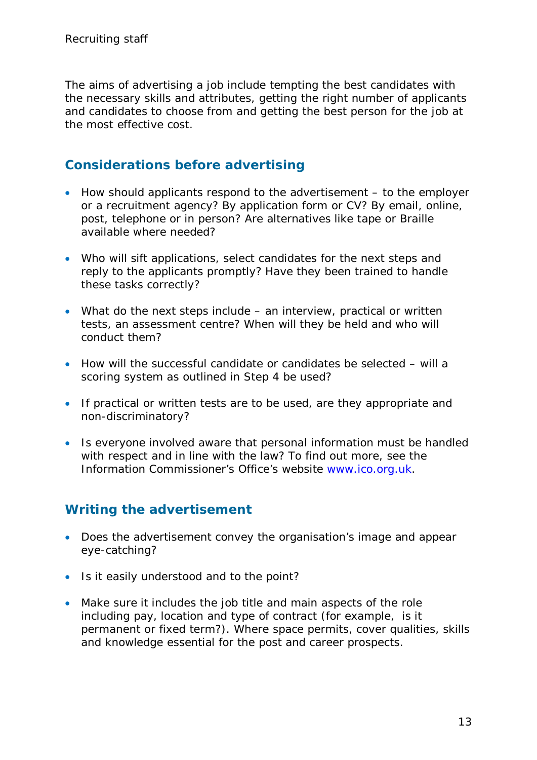The aims of advertising a job include tempting the best candidates with the necessary skills and attributes, getting the right number of applicants and candidates to choose from and getting the best person for the job at the most effective cost.

## Considerations before advertising

- How should applicants respond to the advertisement – to the employer or a recruitment agency? By application form or CV? By email, online, post, telephone or in person? Are alternatives like tape or Braille available where needed?
- Who will sift applications, select candidates for the next steps and reply to the applicants promptly? Have they been trained to handle these tasks correctly?
- What do the next steps include – an interview, practical or written tests, an assessment centre? When will they be held and who will conduct them?
- How will the successful candidate or candidates be selected – will a scoring system as outlined in Step 4 be used?
- If practical or written tests are to be used, are they appropriate and non-discriminatory?
- Is everyone involved aware that personal information must be handled with respect and in line with the law? To find out more, see the Information Commissioner's Office's website [www.ico.org.uk](http://www.ico.org.uk).

## Writing the advertisement

- Does the advertisement convey the organisation's image and appear eye-catching?
- Is it easily understood and to the point?
- Make sure it includes the job title and main aspects of the role including pay, location and type of contract (for example, is it permanent or fixed term?). Where space permits, cover qualities, skills and knowledge essential for the post and career prospects.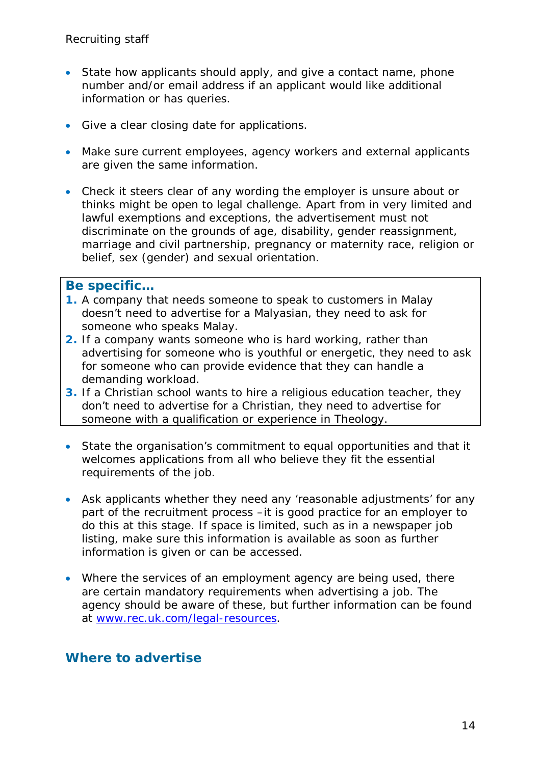- State how applicants should apply, and give a contact name, phone number and/or email address if an applicant would like additional information or has queries.

- Give a clear closing date for applications.

- Make sure current employees, agency workers and external applicants are given the same information.

- Check it steers clear of any wording the employer is unsure about or thinks might be open to legal challenge. Apart from in very limited and lawful exemptions and exceptions, the advertisement must not discriminate on the grounds of age, disability, gender reassignment, marriage and civil partnership, pregnancy or maternity race, religion or belief, sex (gender) and sexual orientation.

> **Be specific…**
>
> 1. A company that needs someone to speak to customers in Malay doesn't need to advertise for a Malyasian, they need to ask for someone who speaks Malay.
> 2. If a company wants someone who is hard working, rather than advertising for someone who is youthful or energetic, they need to ask for someone who can provide evidence that they can handle a demanding workload.
> 3. If a Christian school wants to hire a religious education teacher, they don't need to advertise for a Christian, they need to advertise for someone with a qualification or experience in Theology.

- State the organisation's commitment to equal opportunities and that it welcomes applications from all who believe they fit the essential requirements of the job.

- Ask applicants whether they need any 'reasonable adjustments' for any part of the recruitment process –it is good practice for an employer to do this at this stage. If space is limited, such as in a newspaper job listing, make sure this information is available as soon as further information is given or can be accessed.

- Where the services of an employment agency are being used, there are certain mandatory requirements when advertising a job. The agency should be aware of these, but further information can be found at [www.rec.uk.com/legal-resources](http://www.rec.uk.com/legal-resources).

## Where to advertise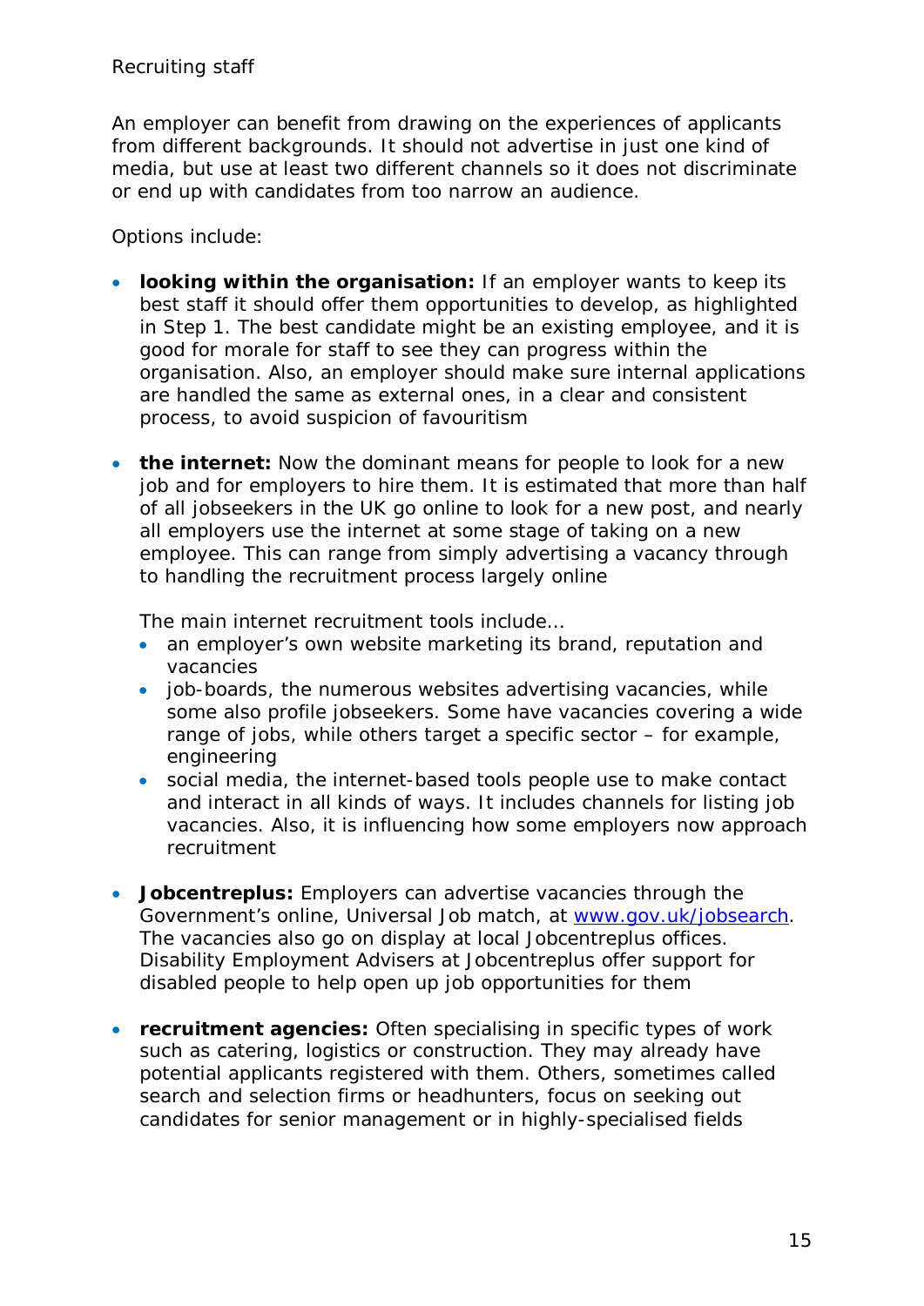Recruiting staff

An employer can benefit from drawing on the experiences of applicants from different backgrounds. It should not advertise in just one kind of media, but use at least two different channels so it does not discriminate or end up with candidates from too narrow an audience.

Options include:

- **looking within the organisation:** If an employer wants to keep its best staff it should offer them opportunities to develop, as highlighted in Step 1. The best candidate might be an existing employee, and it is good for morale for staff to see they can progress within the organisation. Also, an employer should make sure internal applications are handled the same as external ones, in a clear and consistent process, to avoid suspicion of favouritism

- **the internet:** Now the dominant means for people to look for a new job and for employers to hire them. It is estimated that more than half of all jobseekers in the UK go online to look for a new post, and nearly all employers use the internet at some stage of taking on a new employee. This can range from simply advertising a vacancy through to handling the recruitment process largely online

  The main internet recruitment tools include…
  - an employer's own website marketing its brand, reputation and vacancies
  - job-boards, the numerous websites advertising vacancies, while some also profile jobseekers. Some have vacancies covering a wide range of jobs, while others target a specific sector – for example, engineering
  - social media, the internet-based tools people use to make contact and interact in all kinds of ways. It includes channels for listing job vacancies. Also, it is influencing how some employers now approach recruitment

- **Jobcentreplus:** Employers can advertise vacancies through the Government's online, Universal Job match, at [www.gov.uk/jobsearch](www.gov.uk/jobsearch). The vacancies also go on display at local Jobcentreplus offices. Disability Employment Advisers at Jobcentreplus offer support for disabled people to help open up job opportunities for them

- **recruitment agencies:** Often specialising in specific types of work such as catering, logistics or construction. They may already have potential applicants registered with them. Others, sometimes called search and selection firms or headhunters, focus on seeking out candidates for senior management or in highly-specialised fields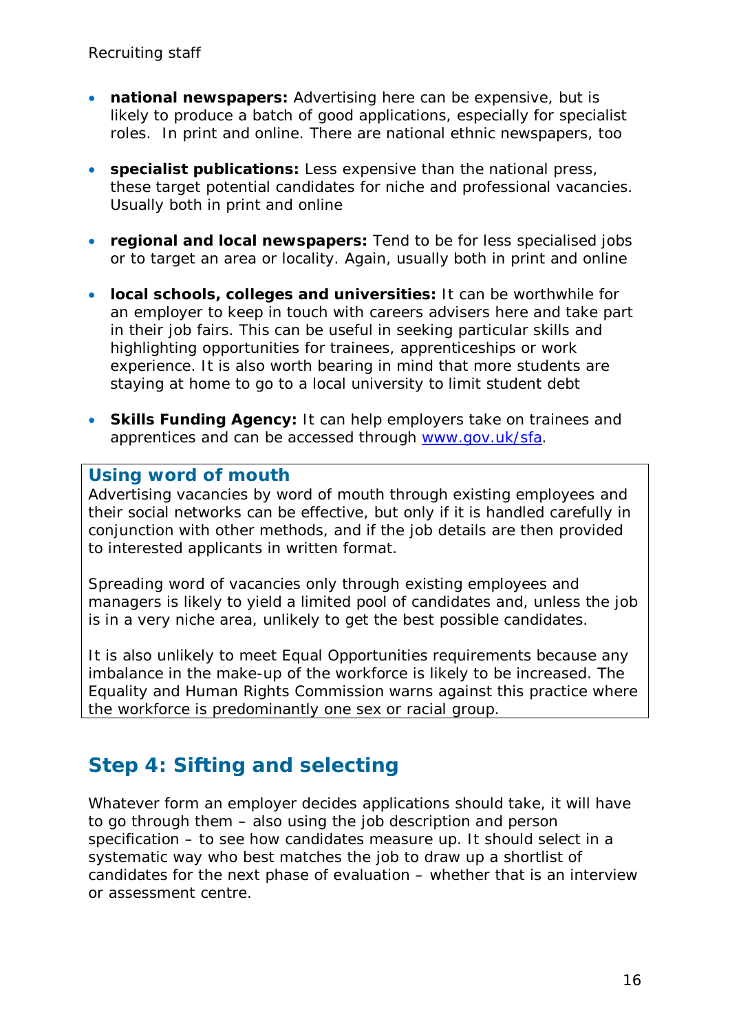- **national newspapers:** Advertising here can be expensive, but is likely to produce a batch of good applications, especially for specialist roles. In print and online. There are national ethnic newspapers, too

- **specialist publications:** Less expensive than the national press, these target potential candidates for niche and professional vacancies. Usually both in print and online

- **regional and local newspapers:** Tend to be for less specialised jobs or to target an area or locality. Again, usually both in print and online

- **local schools, colleges and universities:** It can be worthwhile for an employer to keep in touch with careers advisers here and take part in their job fairs. This can be useful in seeking particular skills and highlighting opportunities for trainees, apprenticeships or work experience. It is also worth bearing in mind that more students are staying at home to go to a local university to limit student debt

- **Skills Funding Agency:** It can help employers take on trainees and apprentices and can be accessed through [www.gov.uk/sfa](http://www.gov.uk/sfa).

### Using word of mouth

Advertising vacancies by word of mouth through existing employees and their social networks can be effective, but only if it is handled carefully in conjunction with other methods, and if the job details are then provided to interested applicants in written format.

Spreading word of vacancies only through existing employees and managers is likely to yield a limited pool of candidates and, unless the job is in a very niche area, unlikely to get the best possible candidates.

It is also unlikely to meet Equal Opportunities requirements because any imbalance in the make-up of the workforce is likely to be increased. The Equality and Human Rights Commission warns against this practice where the workforce is predominantly one sex or racial group.

## Step 4: Sifting and selecting

Whatever form an employer decides applications should take, it will have to go through them – also using the job description and person specification – to see how candidates measure up. It should select in a systematic way who best matches the job to draw up a shortlist of candidates for the next phase of evaluation – whether that is an interview or assessment centre.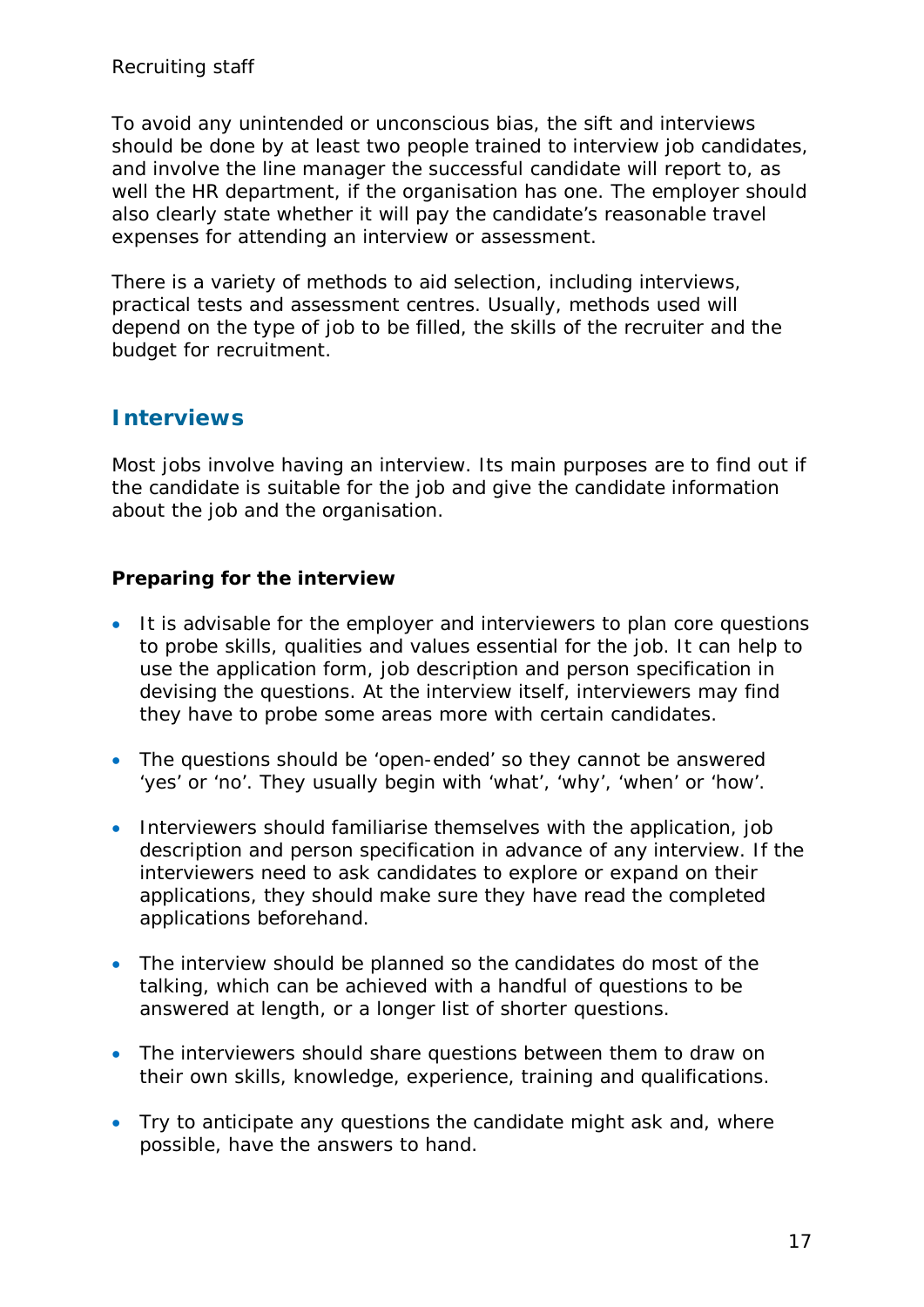To avoid any unintended or unconscious bias, the sift and interviews should be done by at least two people trained to interview job candidates, and involve the line manager the successful candidate will report to, as well the HR department, if the organisation has one. The employer should also clearly state whether it will pay the candidate's reasonable travel expenses for attending an interview or assessment.

There is a variety of methods to aid selection, including interviews, practical tests and assessment centres. Usually, methods used will depend on the type of job to be filled, the skills of the recruiter and the budget for recruitment.

## Interviews

Most jobs involve having an interview. Its main purposes are to find out if the candidate is suitable for the job and give the candidate information about the job and the organisation.

**Preparing for the interview**

- It is advisable for the employer and interviewers to plan core questions to probe skills, qualities and values essential for the job. It can help to use the application form, job description and person specification in devising the questions. At the interview itself, interviewers may find they have to probe some areas more with certain candidates.
- The questions should be 'open-ended' so they cannot be answered 'yes' or 'no'. They usually begin with 'what', 'why', 'when' or 'how'.
- Interviewers should familiarise themselves with the application, job description and person specification in advance of any interview. If the interviewers need to ask candidates to explore or expand on their applications, they should make sure they have read the completed applications beforehand.
- The interview should be planned so the candidates do most of the talking, which can be achieved with a handful of questions to be answered at length, or a longer list of shorter questions.
- The interviewers should share questions between them to draw on their own skills, knowledge, experience, training and qualifications.
- Try to anticipate any questions the candidate might ask and, where possible, have the answers to hand.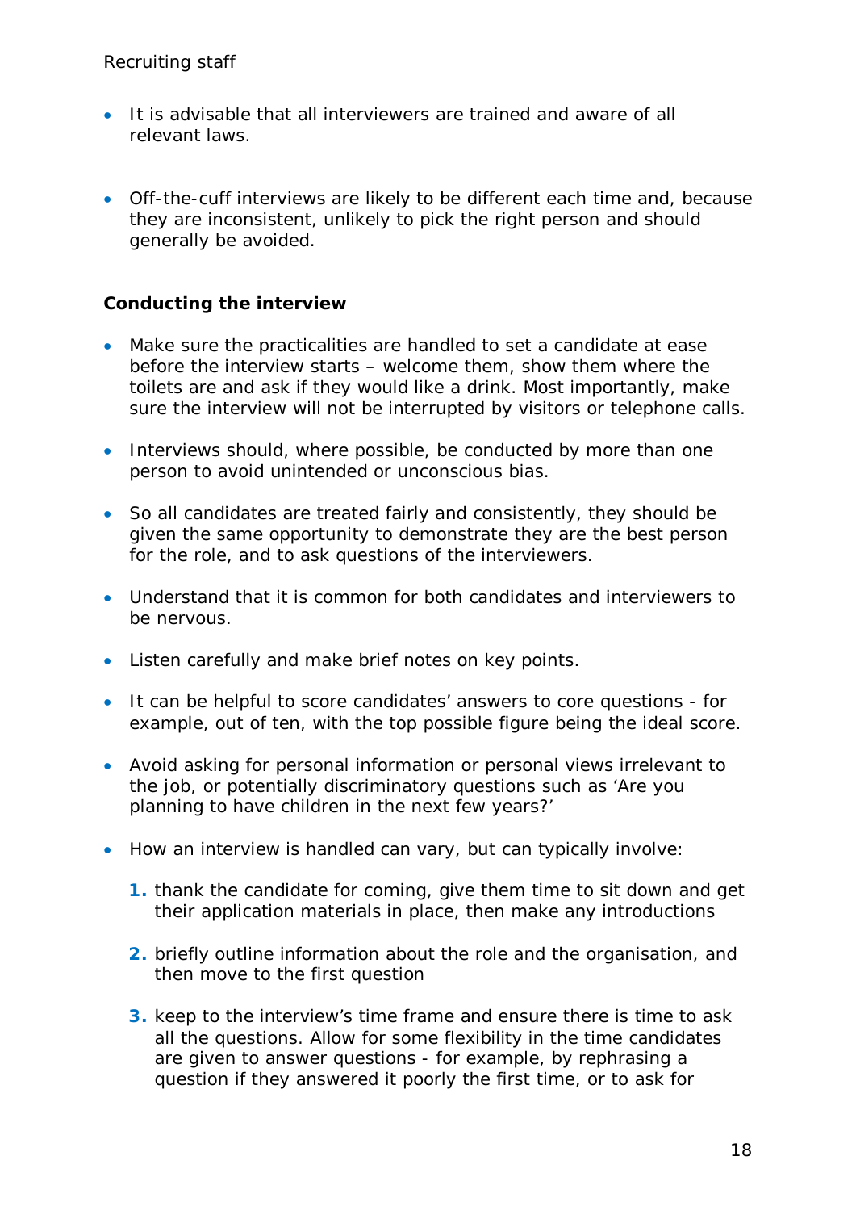- It is advisable that all interviewers are trained and aware of all relevant laws.

- Off-the-cuff interviews are likely to be different each time and, because they are inconsistent, unlikely to pick the right person and should generally be avoided.

**Conducting the interview**

- Make sure the practicalities are handled to set a candidate at ease before the interview starts – welcome them, show them where the toilets are and ask if they would like a drink. Most importantly, make sure the interview will not be interrupted by visitors or telephone calls.

- Interviews should, where possible, be conducted by more than one person to avoid unintended or unconscious bias.

- So all candidates are treated fairly and consistently, they should be given the same opportunity to demonstrate they are the best person for the role, and to ask questions of the interviewers.

- Understand that it is common for both candidates and interviewers to be nervous.

- Listen carefully and make brief notes on key points.

- It can be helpful to score candidates' answers to core questions - for example, out of ten, with the top possible figure being the ideal score.

- Avoid asking for personal information or personal views irrelevant to the job, or potentially discriminatory questions such as 'Are you planning to have children in the next few years?'

- How an interview is handled can vary, but can typically involve:

    1. thank the candidate for coming, give them time to sit down and get their application materials in place, then make any introductions

    2. briefly outline information about the role and the organisation, and then move to the first question

    3. keep to the interview's time frame and ensure there is time to ask all the questions. Allow for some flexibility in the time candidates are given to answer questions - for example, by rephrasing a question if they answered it poorly the first time, or to ask for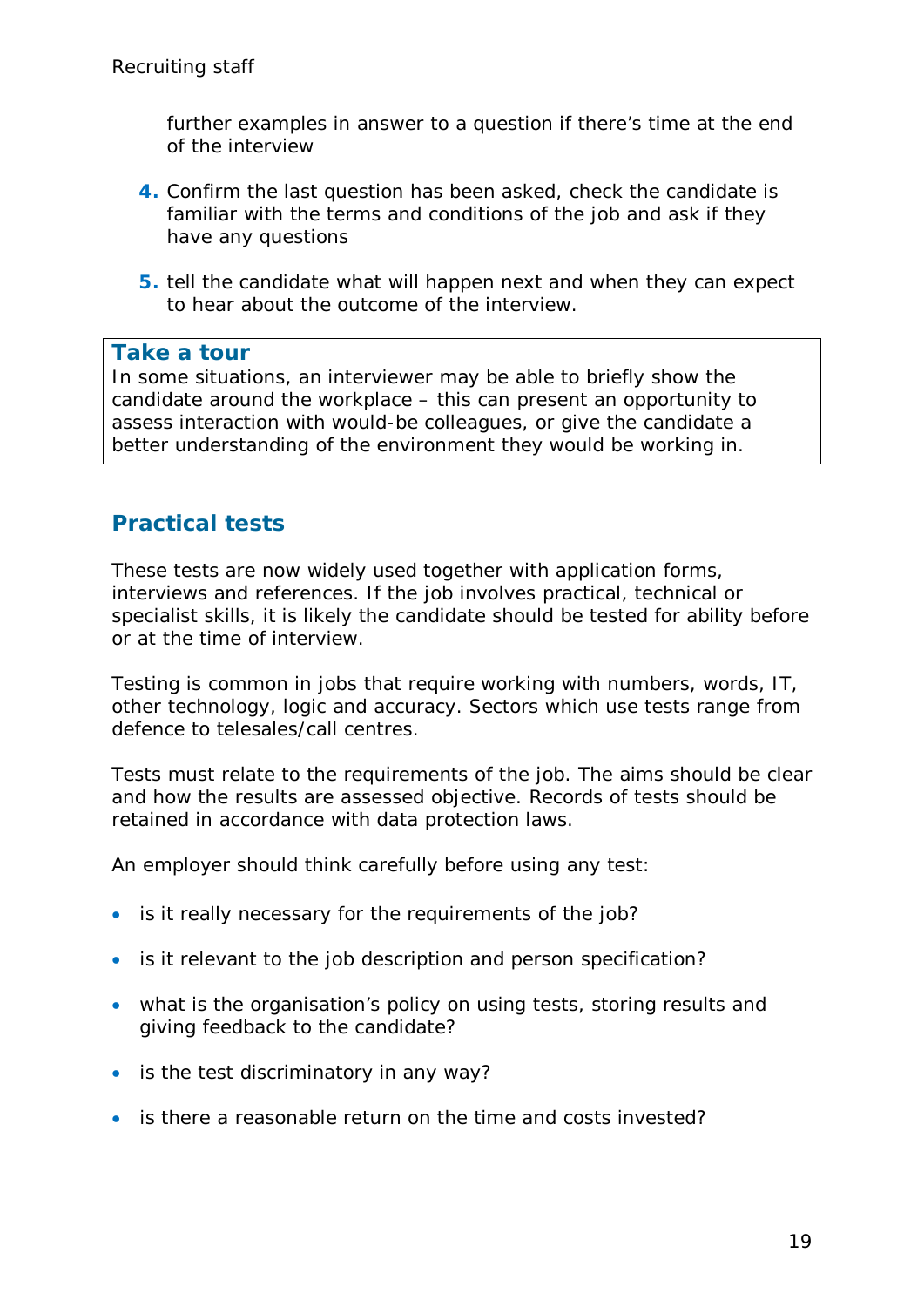further examples in answer to a question if there's time at the end of the interview

4. Confirm the last question has been asked, check the candidate is familiar with the terms and conditions of the job and ask if they have any questions

5. tell the candidate what will happen next and when they can expect to hear about the outcome of the interview.

> **Take a tour**
> In some situations, an interviewer may be able to briefly show the candidate around the workplace – this can present an opportunity to assess interaction with would-be colleagues, or give the candidate a better understanding of the environment they would be working in.

## Practical tests

These tests are now widely used together with application forms, interviews and references. If the job involves practical, technical or specialist skills, it is likely the candidate should be tested for ability before or at the time of interview.

Testing is common in jobs that require working with numbers, words, IT, other technology, logic and accuracy. Sectors which use tests range from defence to telesales/call centres.

Tests must relate to the requirements of the job. The aims should be clear and how the results are assessed objective. Records of tests should be retained in accordance with data protection laws.

An employer should think carefully before using any test:

- is it really necessary for the requirements of the job?
- is it relevant to the job description and person specification?
- what is the organisation's policy on using tests, storing results and giving feedback to the candidate?
- is the test discriminatory in any way?
- is there a reasonable return on the time and costs invested?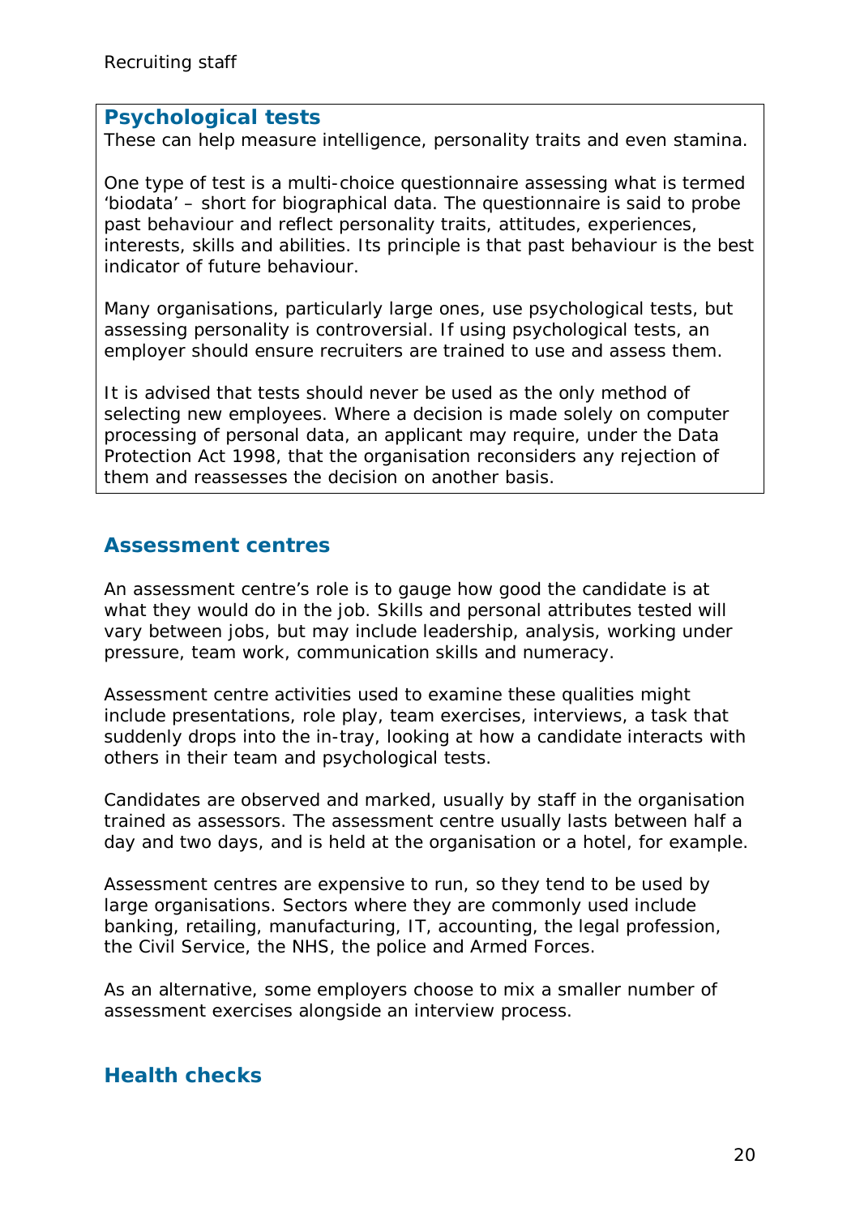### Psychological tests

These can help measure intelligence, personality traits and even stamina.

One type of test is a multi-choice questionnaire assessing what is termed 'biodata' – short for biographical data. The questionnaire is said to probe past behaviour and reflect personality traits, attitudes, experiences, interests, skills and abilities. Its principle is that past behaviour is the best indicator of future behaviour.

Many organisations, particularly large ones, use psychological tests, but assessing personality is controversial. If using psychological tests, an employer should ensure recruiters are trained to use and assess them.

It is advised that tests should never be used as the only method of selecting new employees. Where a decision is made solely on computer processing of personal data, an applicant may require, under the Data Protection Act 1998, that the organisation reconsiders any rejection of them and reassesses the decision on another basis.

## Assessment centres

An assessment centre's role is to gauge how good the candidate is at what they would do in the job. Skills and personal attributes tested will vary between jobs, but may include leadership, analysis, working under pressure, team work, communication skills and numeracy.

Assessment centre activities used to examine these qualities might include presentations, role play, team exercises, interviews, a task that suddenly drops into the in-tray, looking at how a candidate interacts with others in their team and psychological tests.

Candidates are observed and marked, usually by staff in the organisation trained as assessors. The assessment centre usually lasts between half a day and two days, and is held at the organisation or a hotel, for example.

Assessment centres are expensive to run, so they tend to be used by large organisations. Sectors where they are commonly used include banking, retailing, manufacturing, IT, accounting, the legal profession, the Civil Service, the NHS, the police and Armed Forces.

As an alternative, some employers choose to mix a smaller number of assessment exercises alongside an interview process.

## Health checks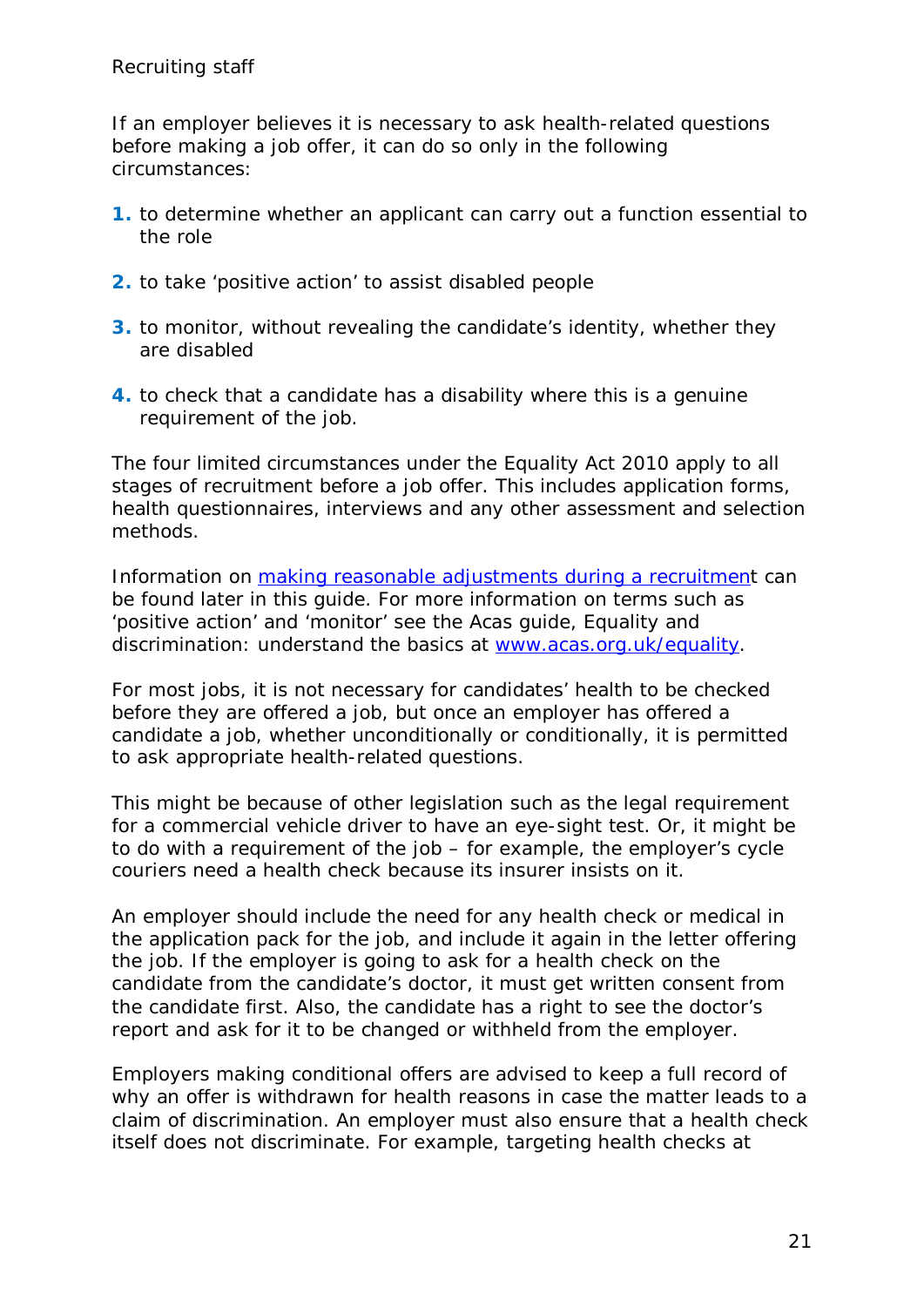If an employer believes it is necessary to ask health-related questions before making a job offer, it can do so only in the following circumstances:

1. to determine whether an applicant can carry out a function essential to the role
2. to take 'positive action' to assist disabled people
3. to monitor, without revealing the candidate's identity, whether they are disabled
4. to check that a candidate has a disability where this is a genuine requirement of the job.

The four limited circumstances under the Equality Act 2010 apply to all stages of recruitment before a job offer. This includes application forms, health questionnaires, interviews and any other assessment and selection methods.

Information on [making reasonable adjustments during a recruitment]() can be found later in this guide. For more information on terms such as 'positive action' and 'monitor' see the Acas guide, Equality and discrimination: understand the basics at [www.acas.org.uk/equality](www.acas.org.uk/equality).

For most jobs, it is not necessary for candidates' health to be checked before they are offered a job, but once an employer has offered a candidate a job, whether unconditionally or conditionally, it is permitted to ask appropriate health-related questions.

This might be because of other legislation such as the legal requirement for a commercial vehicle driver to have an eye-sight test. Or, it might be to do with a requirement of the job – for example, the employer's cycle couriers need a health check because its insurer insists on it.

An employer should include the need for any health check or medical in the application pack for the job, and include it again in the letter offering the job. If the employer is going to ask for a health check on the candidate from the candidate's doctor, it must get written consent from the candidate first. Also, the candidate has a right to see the doctor's report and ask for it to be changed or withheld from the employer.

Employers making conditional offers are advised to keep a full record of why an offer is withdrawn for health reasons in case the matter leads to a claim of discrimination. An employer must also ensure that a health check itself does not discriminate. For example, targeting health checks at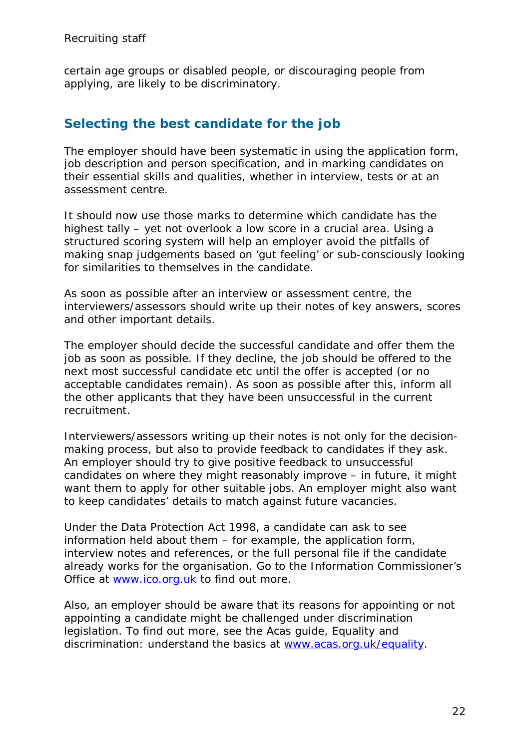certain age groups or disabled people, or discouraging people from applying, are likely to be discriminatory.

## Selecting the best candidate for the job

The employer should have been systematic in using the application form, job description and person specification, and in marking candidates on their essential skills and qualities, whether in interview, tests or at an assessment centre.

It should now use those marks to determine which candidate has the highest tally – yet not overlook a low score in a crucial area. Using a structured scoring system will help an employer avoid the pitfalls of making snap judgements based on 'gut feeling' or sub-consciously looking for similarities to themselves in the candidate.

As soon as possible after an interview or assessment centre, the interviewers/assessors should write up their notes of key answers, scores and other important details.

The employer should decide the successful candidate and offer them the job as soon as possible. If they decline, the job should be offered to the next most successful candidate etc until the offer is accepted (or no acceptable candidates remain). As soon as possible after this, inform all the other applicants that they have been unsuccessful in the current recruitment.

Interviewers/assessors writing up their notes is not only for the decision-making process, but also to provide feedback to candidates if they ask. An employer should try to give positive feedback to unsuccessful candidates on where they might reasonably improve – in future, it might want them to apply for other suitable jobs. An employer might also want to keep candidates' details to match against future vacancies.

Under the Data Protection Act 1998, a candidate can ask to see information held about them – for example, the application form, interview notes and references, or the full personal file if the candidate already works for the organisation. Go to the Information Commissioner's Office at [www.ico.org.uk](http://www.ico.org.uk) to find out more.

Also, an employer should be aware that its reasons for appointing or not appointing a candidate might be challenged under discrimination legislation. To find out more, see the Acas guide, Equality and discrimination: understand the basics at [www.acas.org.uk/equality](http://www.acas.org.uk/equality).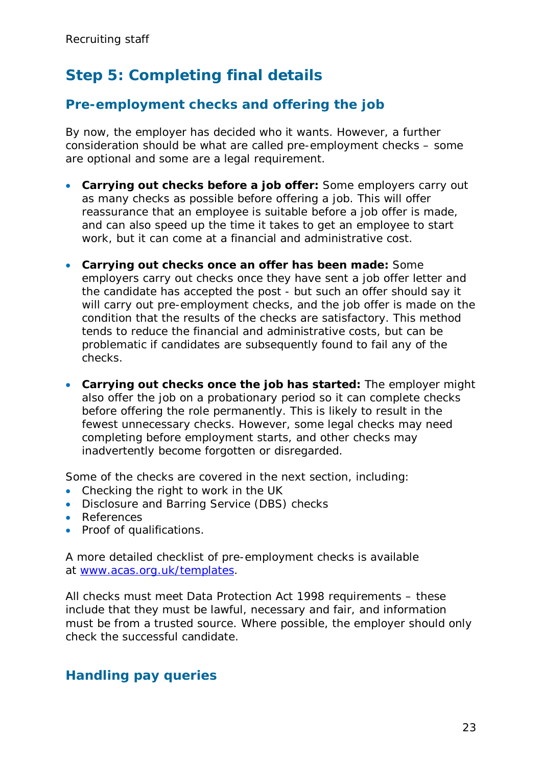## Step 5: Completing final details

### Pre-employment checks and offering the job

By now, the employer has decided who it wants. However, a further consideration should be what are called pre-employment checks – some are optional and some are a legal requirement.

- **Carrying out checks before a job offer:** Some employers carry out as many checks as possible before offering a job. This will offer reassurance that an employee is suitable before a job offer is made, and can also speed up the time it takes to get an employee to start work, but it can come at a financial and administrative cost.
- **Carrying out checks once an offer has been made:** Some employers carry out checks once they have sent a job offer letter and the candidate has accepted the post - but such an offer should say it will carry out pre-employment checks, and the job offer is made on the condition that the results of the checks are satisfactory. This method tends to reduce the financial and administrative costs, but can be problematic if candidates are subsequently found to fail any of the checks.
- **Carrying out checks once the job has started:** The employer might also offer the job on a probationary period so it can complete checks before offering the role permanently. This is likely to result in the fewest unnecessary checks. However, some legal checks may need completing before employment starts, and other checks may inadvertently become forgotten or disregarded.

Some of the checks are covered in the next section, including:

- Checking the right to work in the UK
- Disclosure and Barring Service (DBS) checks
- References
- Proof of qualifications.

A more detailed checklist of pre-employment checks is available at [www.acas.org.uk/templates](http://www.acas.org.uk/templates).

All checks must meet Data Protection Act 1998 requirements – these include that they must be lawful, necessary and fair, and information must be from a trusted source. Where possible, the employer should only check the successful candidate.

### Handling pay queries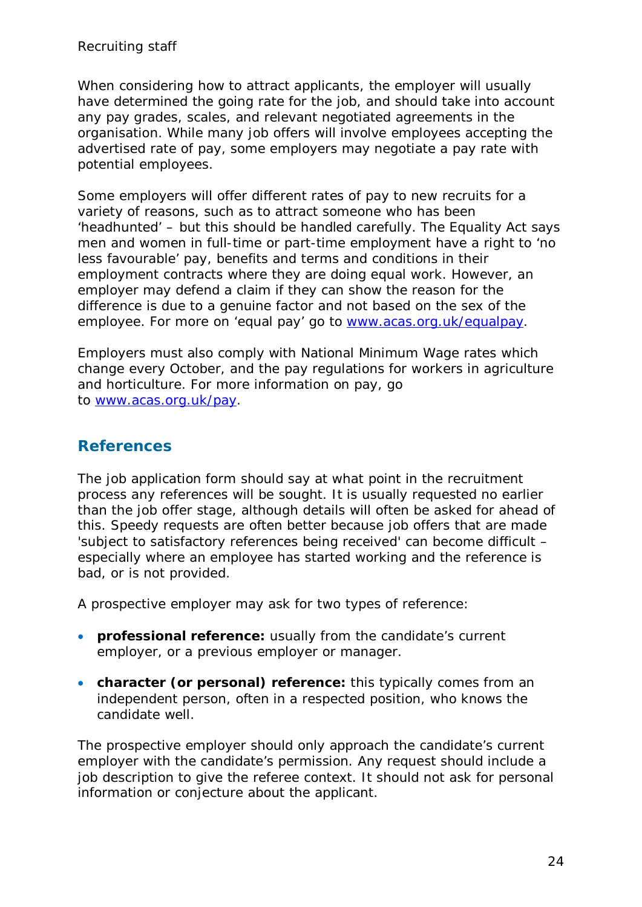When considering how to attract applicants, the employer will usually have determined the going rate for the job, and should take into account any pay grades, scales, and relevant negotiated agreements in the organisation. While many job offers will involve employees accepting the advertised rate of pay, some employers may negotiate a pay rate with potential employees.

Some employers will offer different rates of pay to new recruits for a variety of reasons, such as to attract someone who has been 'headhunted' – but this should be handled carefully. The Equality Act says men and women in full-time or part-time employment have a right to 'no less favourable' pay, benefits and terms and conditions in their employment contracts where they are doing equal work. However, an employer may defend a claim if they can show the reason for the difference is due to a genuine factor and not based on the sex of the employee. For more on 'equal pay' go to [www.acas.org.uk/equalpay](http://www.acas.org.uk/equalpay).

Employers must also comply with National Minimum Wage rates which change every October, and the pay regulations for workers in agriculture and horticulture. For more information on pay, go to [www.acas.org.uk/pay](http://www.acas.org.uk/pay).

## References

The job application form should say at what point in the recruitment process any references will be sought. It is usually requested no earlier than the job offer stage, although details will often be asked for ahead of this. Speedy requests are often better because job offers that are made 'subject to satisfactory references being received' can become difficult – especially where an employee has started working and the reference is bad, or is not provided.

A prospective employer may ask for two types of reference:

- **professional reference:** usually from the candidate's current employer, or a previous employer or manager.
- **character (or personal) reference:** this typically comes from an independent person, often in a respected position, who knows the candidate well.

The prospective employer should only approach the candidate's current employer with the candidate's permission. Any request should include a job description to give the referee context. It should not ask for personal information or conjecture about the applicant.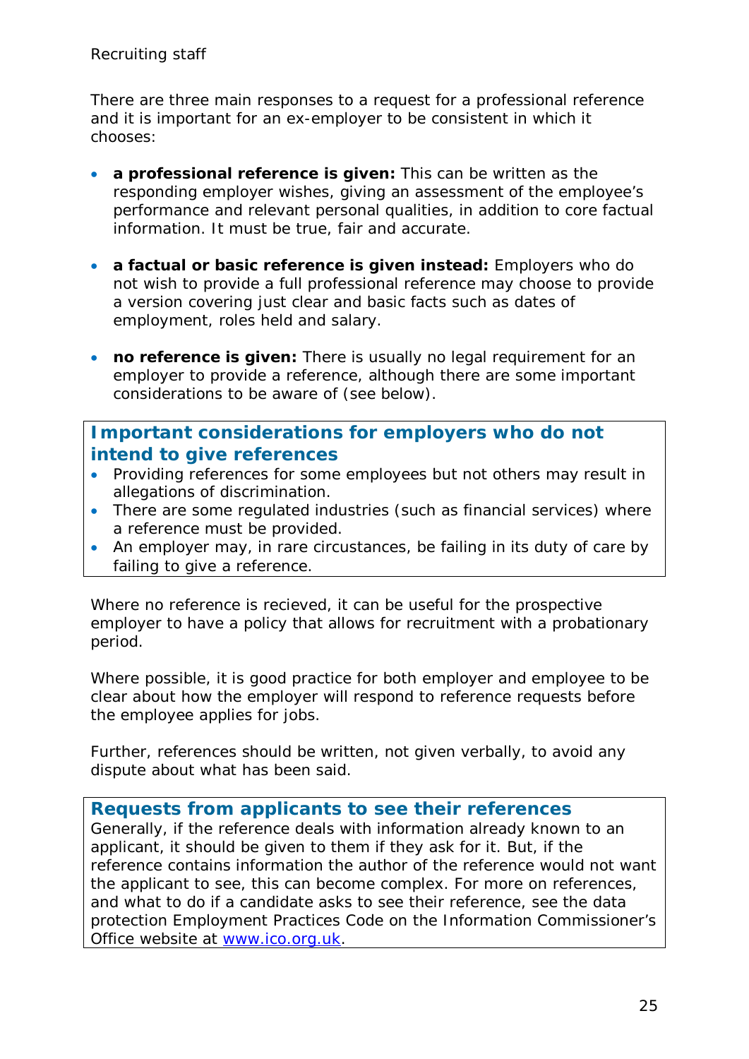There are three main responses to a request for a professional reference and it is important for an ex-employer to be consistent in which it chooses:

- **a professional reference is given:** This can be written as the responding employer wishes, giving an assessment of the employee's performance and relevant personal qualities, in addition to core factual information. It must be true, fair and accurate.
- **a factual or basic reference is given instead:** Employers who do not wish to provide a full professional reference may choose to provide a version covering just clear and basic facts such as dates of employment, roles held and salary.
- **no reference is given:** There is usually no legal requirement for an employer to provide a reference, although there are some important considerations to be aware of (see below).

### Important considerations for employers who do not intend to give references

- Providing references for some employees but not others may result in allegations of discrimination.
- There are some regulated industries (such as financial services) where a reference must be provided.
- An employer may, in rare circustances, be failing in its duty of care by failing to give a reference.

Where no reference is recieved, it can be useful for the prospective employer to have a policy that allows for recruitment with a probationary period.

Where possible, it is good practice for both employer and employee to be clear about how the employer will respond to reference requests before the employee applies for jobs.

Further, references should be written, not given verbally, to avoid any dispute about what has been said.

### Requests from applicants to see their references

Generally, if the reference deals with information already known to an applicant, it should be given to them if they ask for it. But, if the reference contains information the author of the reference would not want the applicant to see, this can become complex. For more on references, and what to do if a candidate asks to see their reference, see the data protection Employment Practices Code on the Information Commissioner's Office website at [www.ico.org.uk](http://www.ico.org.uk).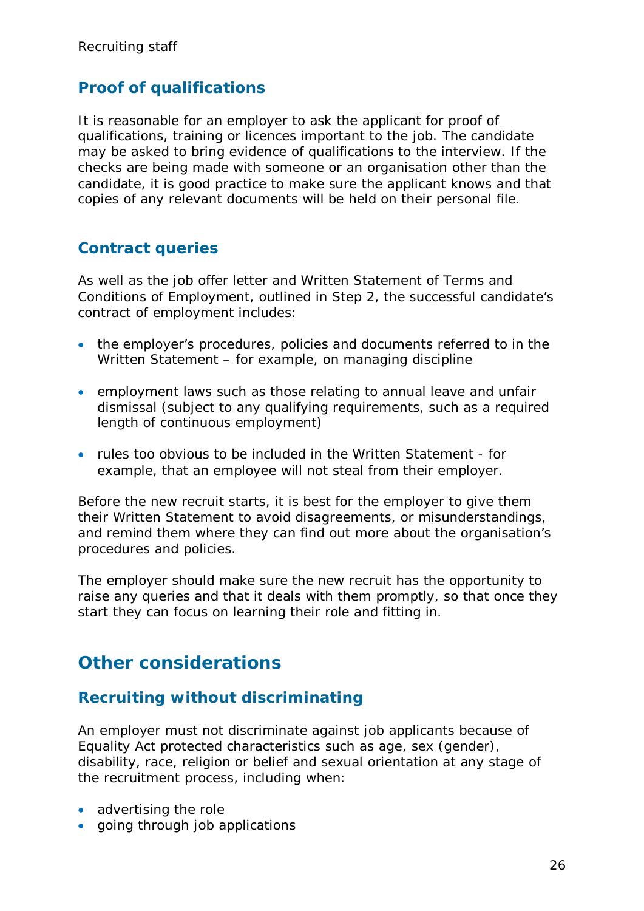## Proof of qualifications

It is reasonable for an employer to ask the applicant for proof of qualifications, training or licences important to the job. The candidate may be asked to bring evidence of qualifications to the interview. If the checks are being made with someone or an organisation other than the candidate, it is good practice to make sure the applicant knows and that copies of any relevant documents will be held on their personal file.

## Contract queries

As well as the job offer letter and Written Statement of Terms and Conditions of Employment, outlined in Step 2, the successful candidate's contract of employment includes:

- the employer's procedures, policies and documents referred to in the Written Statement – for example, on managing discipline
- employment laws such as those relating to annual leave and unfair dismissal (subject to any qualifying requirements, such as a required length of continuous employment)
- rules too obvious to be included in the Written Statement - for example, that an employee will not steal from their employer.

Before the new recruit starts, it is best for the employer to give them their Written Statement to avoid disagreements, or misunderstandings, and remind them where they can find out more about the organisation's procedures and policies.

The employer should make sure the new recruit has the opportunity to raise any queries and that it deals with them promptly, so that once they start they can focus on learning their role and fitting in.

# Other considerations

## Recruiting without discriminating

An employer must not discriminate against job applicants because of Equality Act protected characteristics such as age, sex (gender), disability, race, religion or belief and sexual orientation at any stage of the recruitment process, including when:

- advertising the role
- going through job applications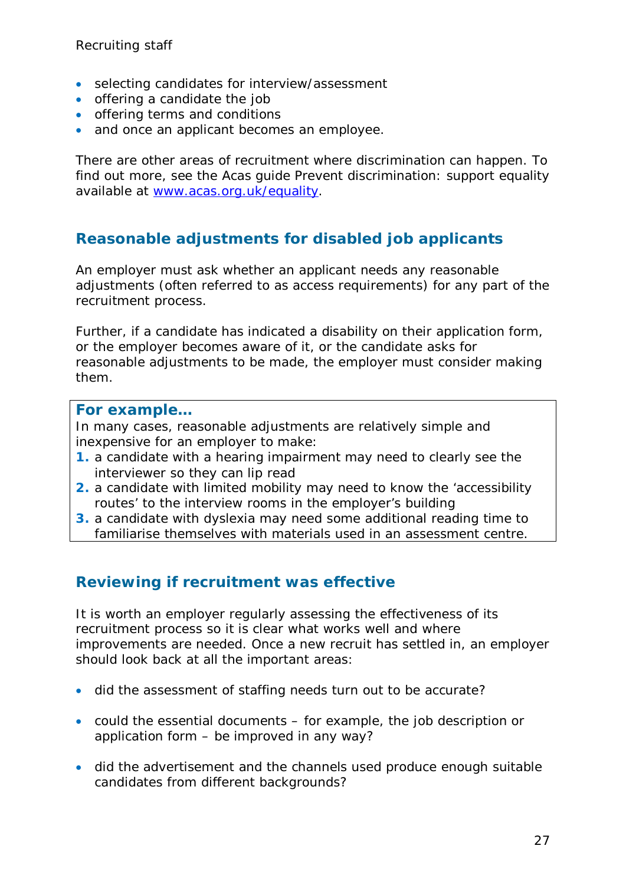- selecting candidates for interview/assessment
- offering a candidate the job
- offering terms and conditions
- and once an applicant becomes an employee.

There are other areas of recruitment where discrimination can happen. To find out more, see the Acas guide Prevent discrimination: support equality available at [www.acas.org.uk/equality](www.acas.org.uk/equality).

## Reasonable adjustments for disabled job applicants

An employer must ask whether an applicant needs any reasonable adjustments (often referred to as access requirements) for any part of the recruitment process.

Further, if a candidate has indicated a disability on their application form, or the employer becomes aware of it, or the candidate asks for reasonable adjustments to be made, the employer must consider making them.

> **For example…**
>
> In many cases, reasonable adjustments are relatively simple and inexpensive for an employer to make:
>
> 1. a candidate with a hearing impairment may need to clearly see the interviewer so they can lip read
> 2. a candidate with limited mobility may need to know the 'accessibility routes' to the interview rooms in the employer's building
> 3. a candidate with dyslexia may need some additional reading time to familiarise themselves with materials used in an assessment centre.

## Reviewing if recruitment was effective

It is worth an employer regularly assessing the effectiveness of its recruitment process so it is clear what works well and where improvements are needed. Once a new recruit has settled in, an employer should look back at all the important areas:

- did the assessment of staffing needs turn out to be accurate?
- could the essential documents – for example, the job description or application form – be improved in any way?
- did the advertisement and the channels used produce enough suitable candidates from different backgrounds?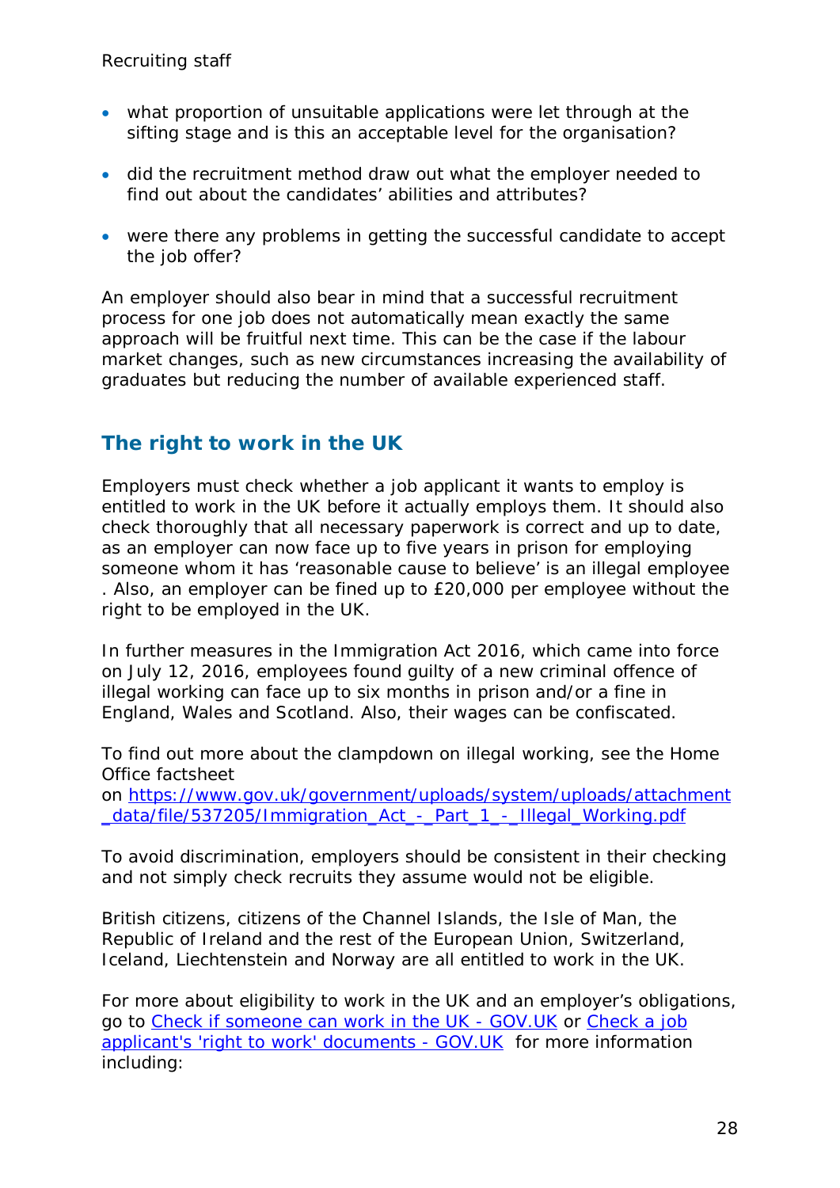- what proportion of unsuitable applications were let through at the sifting stage and is this an acceptable level for the organisation?
- did the recruitment method draw out what the employer needed to find out about the candidates' abilities and attributes?
- were there any problems in getting the successful candidate to accept the job offer?

An employer should also bear in mind that a successful recruitment process for one job does not automatically mean exactly the same approach will be fruitful next time. This can be the case if the labour market changes, such as new circumstances increasing the availability of graduates but reducing the number of available experienced staff.

## The right to work in the UK

Employers must check whether a job applicant it wants to employ is entitled to work in the UK before it actually employs them. It should also check thoroughly that all necessary paperwork is correct and up to date, as an employer can now face up to five years in prison for employing someone whom it has 'reasonable cause to believe' is an illegal employee . Also, an employer can be fined up to £20,000 per employee without the right to be employed in the UK.

In further measures in the Immigration Act 2016, which came into force on July 12, 2016, employees found guilty of a new criminal offence of illegal working can face up to six months in prison and/or a fine in England, Wales and Scotland. Also, their wages can be confiscated.

To find out more about the clampdown on illegal working, see the Home Office factsheet on [https://www.gov.uk/government/uploads/system/uploads/attachment_data/file/537205/Immigration_Act_-_Part_1_-_Illegal_Working.pdf](https://www.gov.uk/government/uploads/system/uploads/attachment_data/file/537205/Immigration_Act_-_Part_1_-_Illegal_Working.pdf)

To avoid discrimination, employers should be consistent in their checking and not simply check recruits they assume would not be eligible.

British citizens, citizens of the Channel Islands, the Isle of Man, the Republic of Ireland and the rest of the European Union, Switzerland, Iceland, Liechtenstein and Norway are all entitled to work in the UK.

For more about eligibility to work in the UK and an employer's obligations, go to [Check if someone can work in the UK - GOV.UK]() or [Check a job applicant's 'right to work' documents - GOV.UK]() for more information including: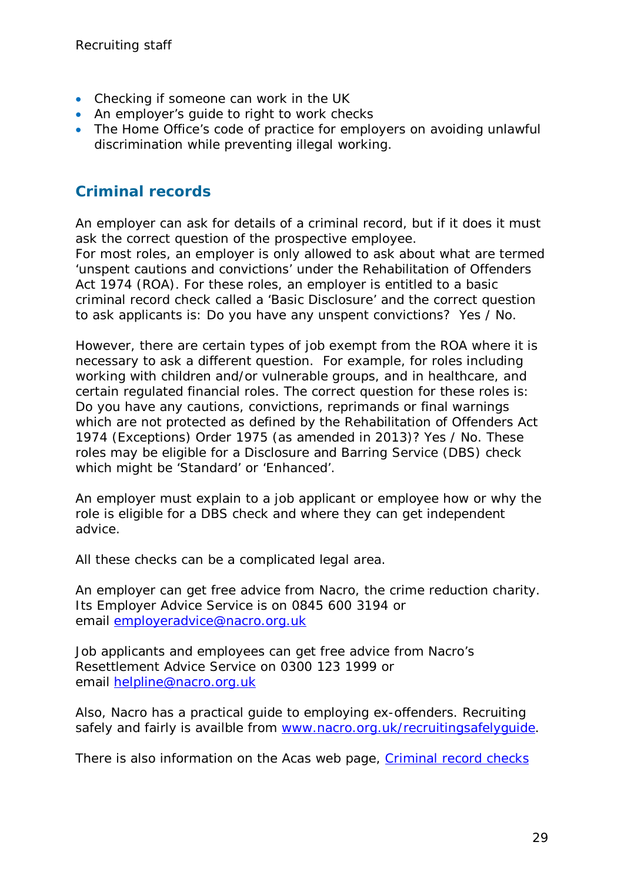- Checking if someone can work in the UK
- An employer's guide to right to work checks
- The Home Office's code of practice for employers on avoiding unlawful discrimination while preventing illegal working.

## Criminal records

An employer can ask for details of a criminal record, but if it does it must ask the correct question of the prospective employee.
For most roles, an employer is only allowed to ask about what are termed 'unspent cautions and convictions' under the Rehabilitation of Offenders Act 1974 (ROA). For these roles, an employer is entitled to a basic criminal record check called a 'Basic Disclosure' and the correct question to ask applicants is: Do you have any unspent convictions? Yes / No.

However, there are certain types of job exempt from the ROA where it is necessary to ask a different question. For example, for roles including working with children and/or vulnerable groups, and in healthcare, and certain regulated financial roles. The correct question for these roles is: Do you have any cautions, convictions, reprimands or final warnings which are not protected as defined by the Rehabilitation of Offenders Act 1974 (Exceptions) Order 1975 (as amended in 2013)? Yes / No. These roles may be eligible for a Disclosure and Barring Service (DBS) check which might be 'Standard' or 'Enhanced'.

An employer must explain to a job applicant or employee how or why the role is eligible for a DBS check and where they can get independent advice.

All these checks can be a complicated legal area.

An employer can get free advice from Nacro, the crime reduction charity. Its Employer Advice Service is on 0845 600 3194 or email employeradvice@nacro.org.uk

Job applicants and employees can get free advice from Nacro's Resettlement Advice Service on 0300 123 1999 or email helpline@nacro.org.uk

Also, Nacro has a practical guide to employing ex-offenders. Recruiting safely and fairly is availble from www.nacro.org.uk/recruitingsafelyguide.

There is also information on the Acas web page, Criminal record checks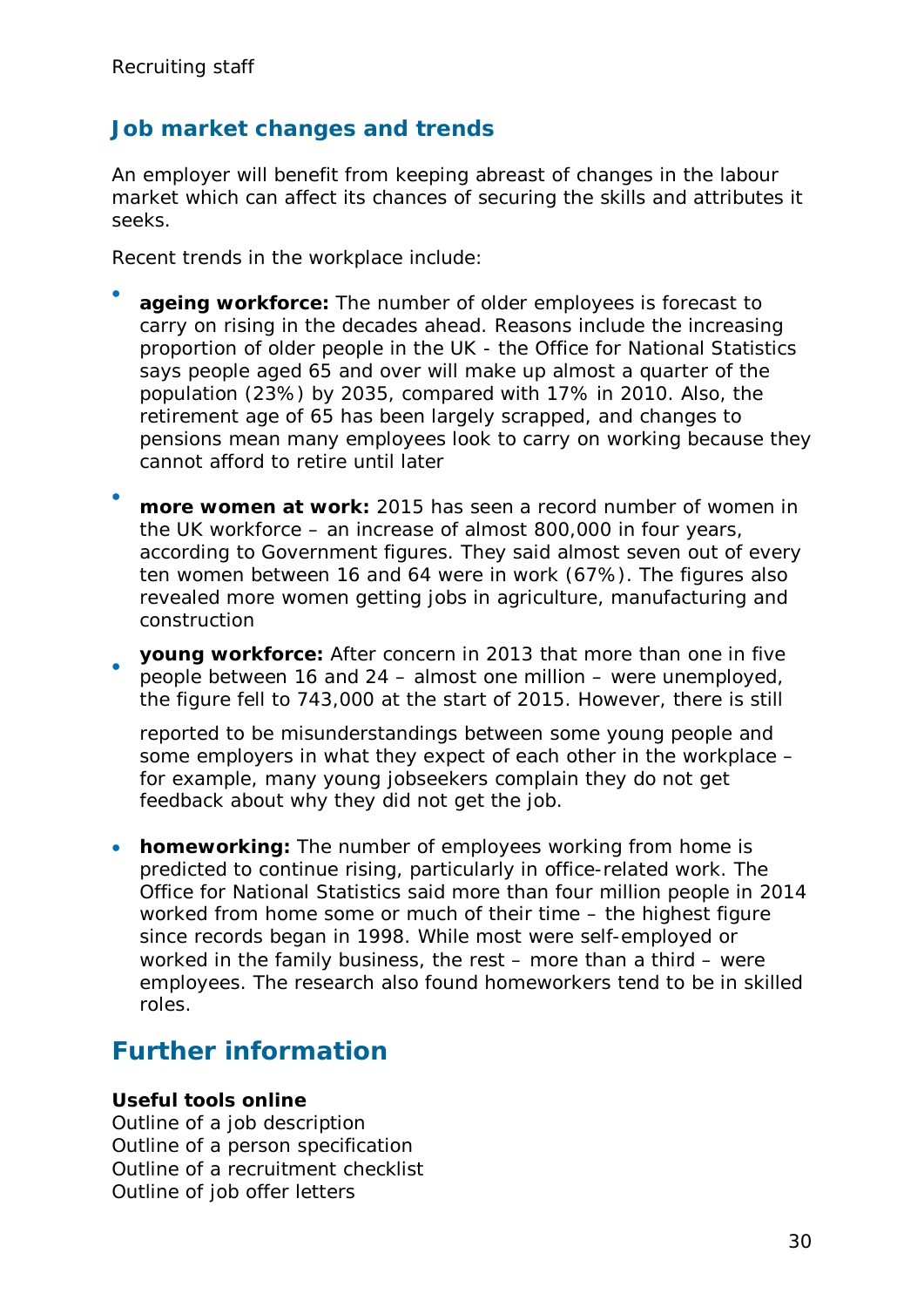## Job market changes and trends

An employer will benefit from keeping abreast of changes in the labour market which can affect its chances of securing the skills and attributes it seeks.

Recent trends in the workplace include:

- **ageing workforce:** The number of older employees is forecast to carry on rising in the decades ahead. Reasons include the increasing proportion of older people in the UK - the Office for National Statistics says people aged 65 and over will make up almost a quarter of the population (23%) by 2035, compared with 17% in 2010. Also, the retirement age of 65 has been largely scrapped, and changes to pensions mean many employees look to carry on working because they cannot afford to retire until later
- **more women at work:** 2015 has seen a record number of women in the UK workforce – an increase of almost 800,000 in four years, according to Government figures. They said almost seven out of every ten women between 16 and 64 were in work (67%). The figures also revealed more women getting jobs in agriculture, manufacturing and construction
- **young workforce:** After concern in 2013 that more than one in five people between 16 and 24 – almost one million – were unemployed, the figure fell to 743,000 at the start of 2015. However, there is still reported to be misunderstandings between some young people and some employers in what they expect of each other in the workplace – for example, many young jobseekers complain they do not get feedback about why they did not get the job.
- **homeworking:** The number of employees working from home is predicted to continue rising, particularly in office-related work. The Office for National Statistics said more than four million people in 2014 worked from home some or much of their time – the highest figure since records began in 1998. While most were self-employed or worked in the family business, the rest – more than a third – were employees. The research also found homeworkers tend to be in skilled roles.

# Further information

**Useful tools online**
Outline of a job description
Outline of a person specification
Outline of a recruitment checklist
Outline of job offer letters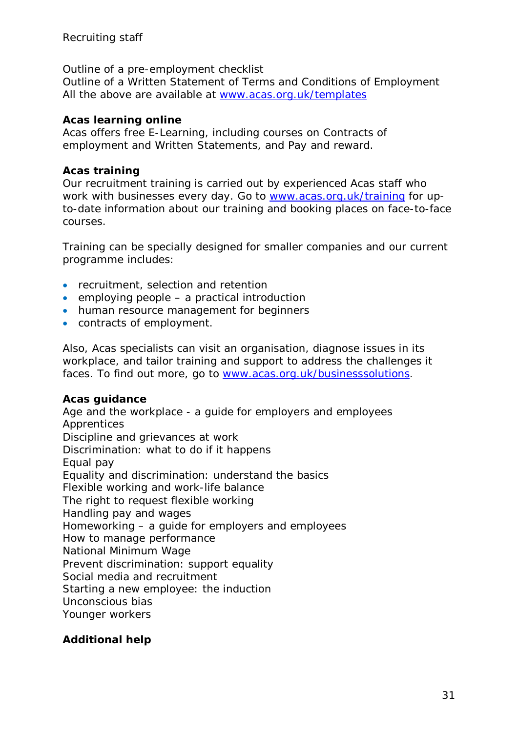Outline of a pre-employment checklist
Outline of a Written Statement of Terms and Conditions of Employment
All the above are available at [www.acas.org.uk/templates](www.acas.org.uk/templates)

**Acas learning online**
Acas offers free E-Learning, including courses on Contracts of employment and Written Statements, and Pay and reward.

**Acas training**
Our recruitment training is carried out by experienced Acas staff who work with businesses every day. Go to [www.acas.org.uk/training](www.acas.org.uk/training) for up-to-date information about our training and booking places on face-to-face courses.

Training can be specially designed for smaller companies and our current programme includes:

- recruitment, selection and retention
- employing people – a practical introduction
- human resource management for beginners
- contracts of employment.

Also, Acas specialists can visit an organisation, diagnose issues in its workplace, and tailor training and support to address the challenges it faces. To find out more, go to [www.acas.org.uk/businesssolutions](www.acas.org.uk/businesssolutions).

**Acas guidance**
Age and the workplace - a guide for employers and employees
Apprentices
Discipline and grievances at work
Discrimination: what to do if it happens
Equal pay
Equality and discrimination: understand the basics
Flexible working and work-life balance
The right to request flexible working
Handling pay and wages
Homeworking – a guide for employers and employees
How to manage performance
National Minimum Wage
Prevent discrimination: support equality
Social media and recruitment
Starting a new employee: the induction
Unconscious bias
Younger workers

**Additional help**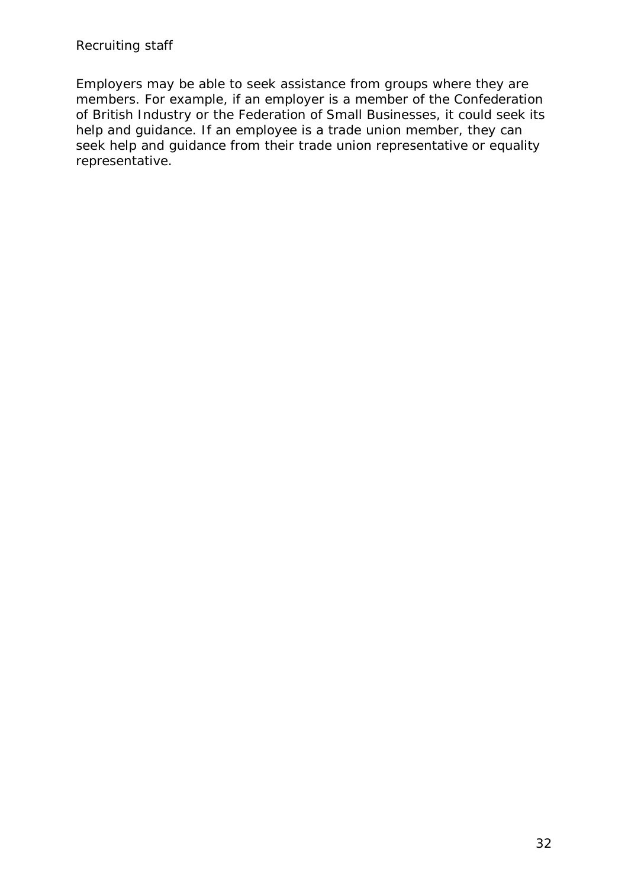Employers may be able to seek assistance from groups where they are members. For example, if an employer is a member of the Confederation of British Industry or the Federation of Small Businesses, it could seek its help and guidance. If an employee is a trade union member, they can seek help and guidance from their trade union representative or equality representative.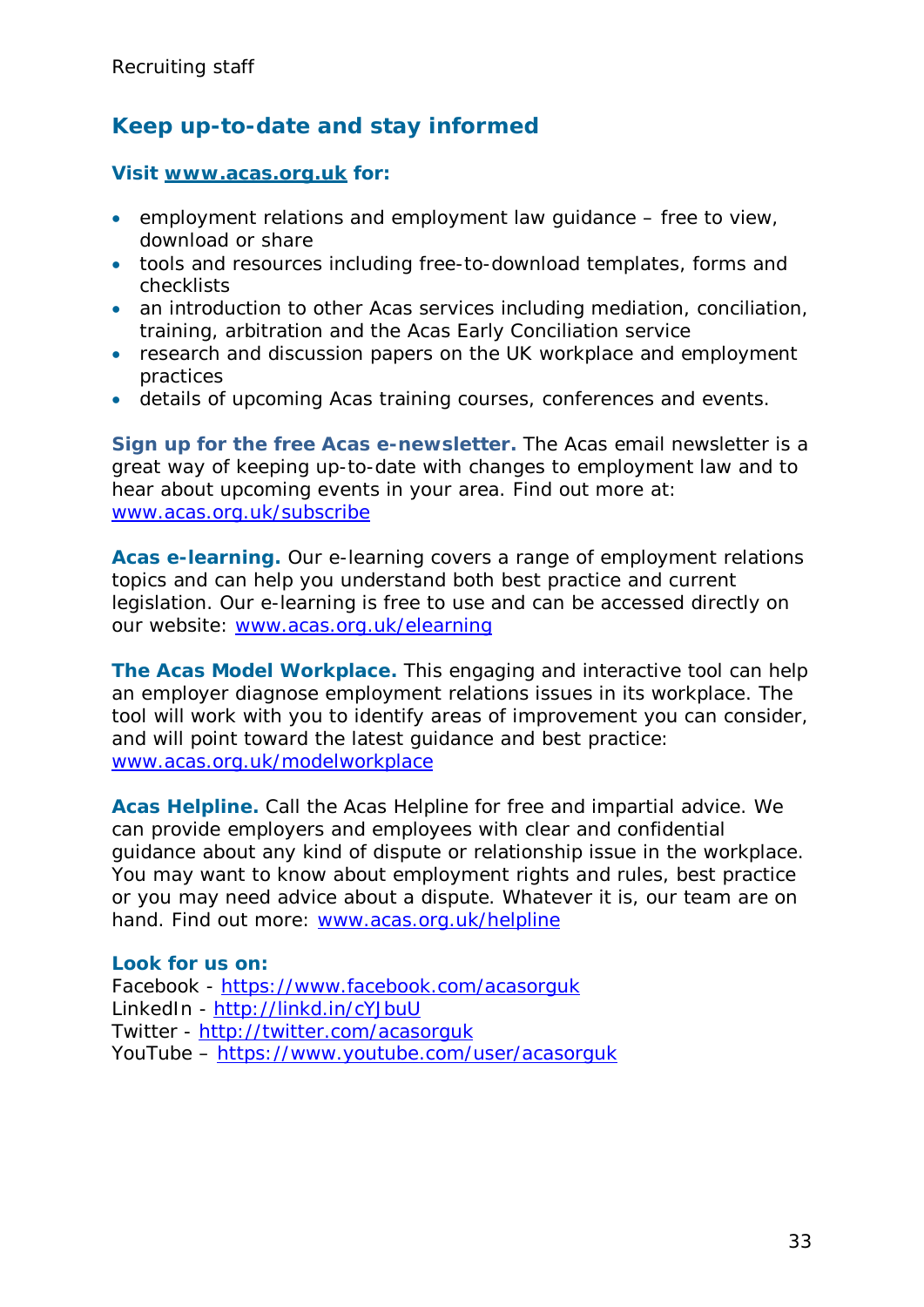## Keep up-to-date and stay informed

### Visit www.acas.org.uk for:

- employment relations and employment law guidance – free to view, download or share
- tools and resources including free-to-download templates, forms and checklists
- an introduction to other Acas services including mediation, conciliation, training, arbitration and the Acas Early Conciliation service
- research and discussion papers on the UK workplace and employment practices
- details of upcoming Acas training courses, conferences and events.

**Sign up for the free Acas e-newsletter.** The Acas email newsletter is a great way of keeping up-to-date with changes to employment law and to hear about upcoming events in your area. Find out more at: www.acas.org.uk/subscribe

**Acas e-learning.** Our e-learning covers a range of employment relations topics and can help you understand both best practice and current legislation. Our e-learning is free to use and can be accessed directly on our website: www.acas.org.uk/elearning

**The Acas Model Workplace.** This engaging and interactive tool can help an employer diagnose employment relations issues in its workplace. The tool will work with you to identify areas of improvement you can consider, and will point toward the latest guidance and best practice: www.acas.org.uk/modelworkplace

**Acas Helpline.** Call the Acas Helpline for free and impartial advice. We can provide employers and employees with clear and confidential guidance about any kind of dispute or relationship issue in the workplace. You may want to know about employment rights and rules, best practice or you may need advice about a dispute. Whatever it is, our team are on hand. Find out more: www.acas.org.uk/helpline

**Look for us on:**

Facebook - https://www.facebook.com/acasorguk
LinkedIn - http://linkd.in/cYJbuU
Twitter - http://twitter.com/acasorguk
YouTube – https://www.youtube.com/user/acasorguk